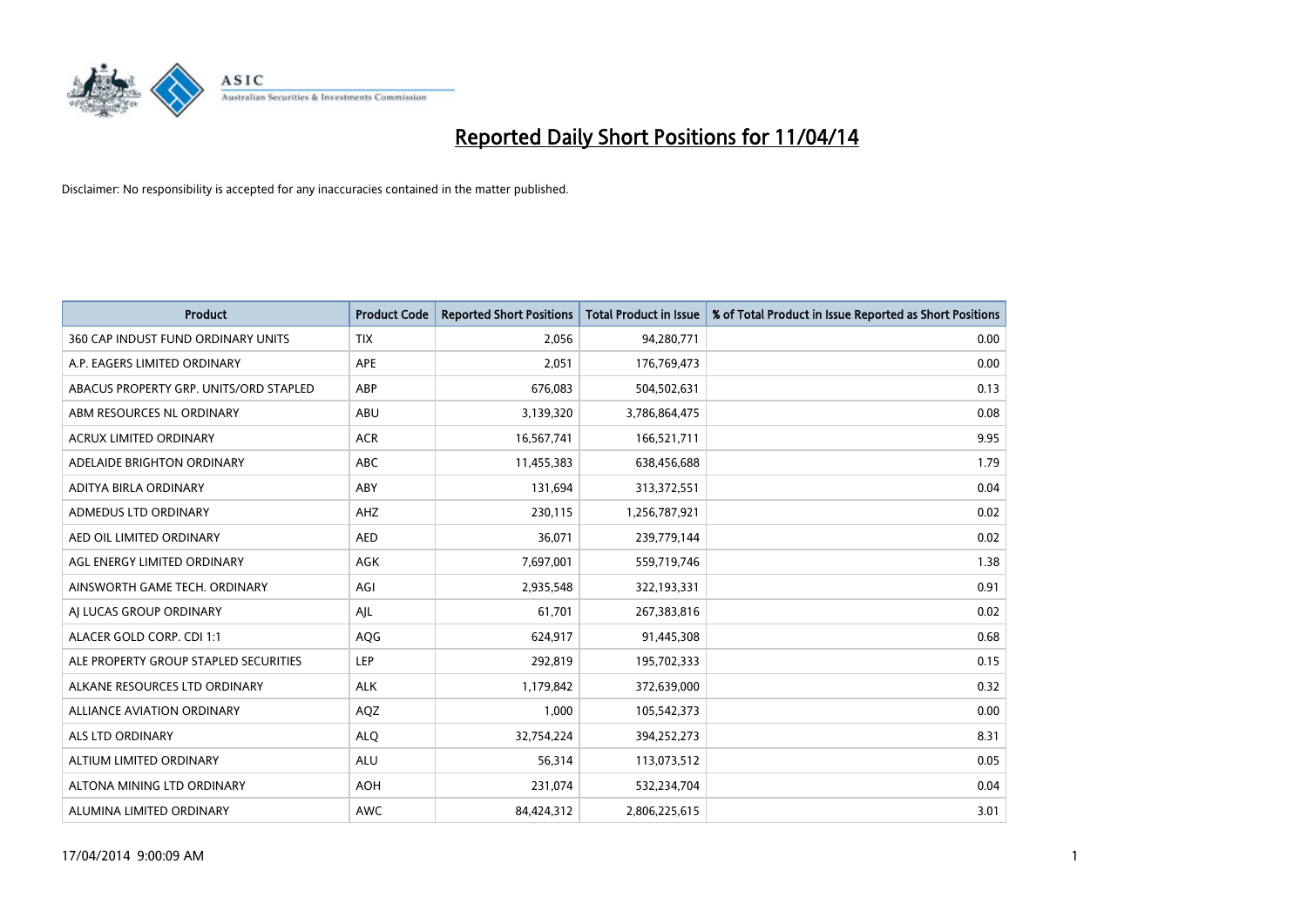# Reported Daily Short Positions for 11/04/14

Disclaimer: No responsibility is accepted for any inaccuracies contained in the matter published.

| Product | Product Code | Reported Short Positions | Total Product in Issue | % of Total Product in Issue Reported as Short Positions |
|---|---|---|---|---|
| 360 CAP INDUST FUND ORDINARY UNITS | TIX | 2,056 | 94,280,771 | 0.00 |
| A.P. EAGERS LIMITED ORDINARY | APE | 2,051 | 176,769,473 | 0.00 |
| ABACUS PROPERTY GRP. UNITS/ORD STAPLED | ABP | 676,083 | 504,502,631 | 0.13 |
| ABM RESOURCES NL ORDINARY | ABU | 3,139,320 | 3,786,864,475 | 0.08 |
| ACRUX LIMITED ORDINARY | ACR | 16,567,741 | 166,521,711 | 9.95 |
| ADELAIDE BRIGHTON ORDINARY | ABC | 11,455,383 | 638,456,688 | 1.79 |
| ADITYA BIRLA ORDINARY | ABY | 131,694 | 313,372,551 | 0.04 |
| ADMEDUS LTD ORDINARY | AHZ | 230,115 | 1,256,787,921 | 0.02 |
| AED OIL LIMITED ORDINARY | AED | 36,071 | 239,779,144 | 0.02 |
| AGL ENERGY LIMITED ORDINARY | AGK | 7,697,001 | 559,719,746 | 1.38 |
| AINSWORTH GAME TECH. ORDINARY | AGI | 2,935,548 | 322,193,331 | 0.91 |
| AJ LUCAS GROUP ORDINARY | AJL | 61,701 | 267,383,816 | 0.02 |
| ALACER GOLD CORP. CDI 1:1 | AQG | 624,917 | 91,445,308 | 0.68 |
| ALE PROPERTY GROUP STAPLED SECURITIES | LEP | 292,819 | 195,702,333 | 0.15 |
| ALKANE RESOURCES LTD ORDINARY | ALK | 1,179,842 | 372,639,000 | 0.32 |
| ALLIANCE AVIATION ORDINARY | AQZ | 1,000 | 105,542,373 | 0.00 |
| ALS LTD ORDINARY | ALQ | 32,754,224 | 394,252,273 | 8.31 |
| ALTIUM LIMITED ORDINARY | ALU | 56,314 | 113,073,512 | 0.05 |
| ALTONA MINING LTD ORDINARY | AOH | 231,074 | 532,234,704 | 0.04 |
| ALUMINA LIMITED ORDINARY | AWC | 84,424,312 | 2,806,225,615 | 3.01 |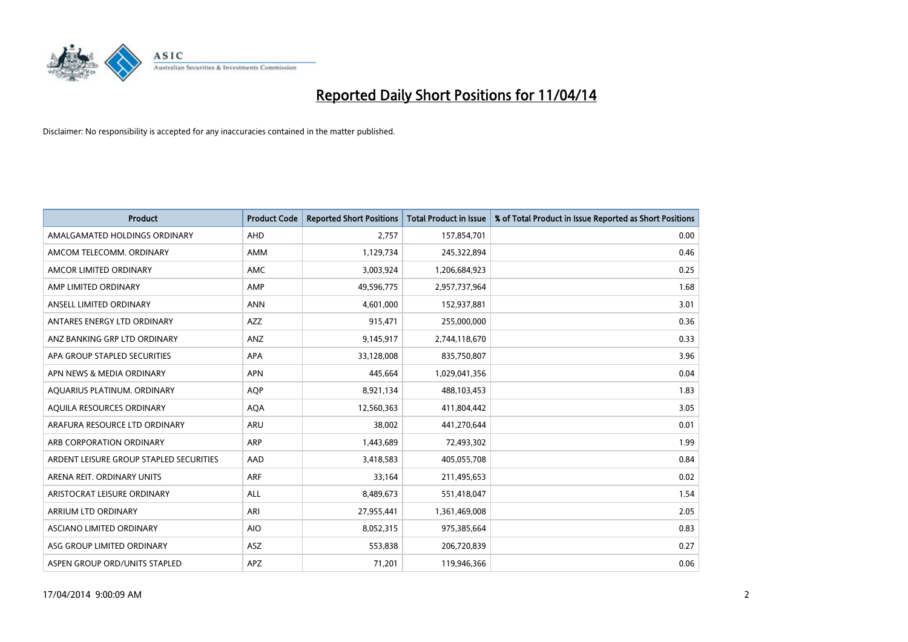# Reported Daily Short Positions for 11/04/14

Disclaimer: No responsibility is accepted for any inaccuracies contained in the matter published.

| Product | Product Code | Reported Short Positions | Total Product in Issue | % of Total Product in Issue Reported as Short Positions |
|---|---|---|---|---|
| AMALGAMATED HOLDINGS ORDINARY | AHD | 2,757 | 157,854,701 | 0.00 |
| AMCOM TELECOMM. ORDINARY | AMM | 1,129,734 | 245,322,894 | 0.46 |
| AMCOR LIMITED ORDINARY | AMC | 3,003,924 | 1,206,684,923 | 0.25 |
| AMP LIMITED ORDINARY | AMP | 49,596,775 | 2,957,737,964 | 1.68 |
| ANSELL LIMITED ORDINARY | ANN | 4,601,000 | 152,937,881 | 3.01 |
| ANTARES ENERGY LTD ORDINARY | AZZ | 915,471 | 255,000,000 | 0.36 |
| ANZ BANKING GRP LTD ORDINARY | ANZ | 9,145,917 | 2,744,118,670 | 0.33 |
| APA GROUP STAPLED SECURITIES | APA | 33,128,008 | 835,750,807 | 3.96 |
| APN NEWS & MEDIA ORDINARY | APN | 445,664 | 1,029,041,356 | 0.04 |
| AQUARIUS PLATINUM. ORDINARY | AQP | 8,921,134 | 488,103,453 | 1.83 |
| AQUILA RESOURCES ORDINARY | AQA | 12,560,363 | 411,804,442 | 3.05 |
| ARAFURA RESOURCE LTD ORDINARY | ARU | 38,002 | 441,270,644 | 0.01 |
| ARB CORPORATION ORDINARY | ARP | 1,443,689 | 72,493,302 | 1.99 |
| ARDENT LEISURE GROUP STAPLED SECURITIES | AAD | 3,418,583 | 405,055,708 | 0.84 |
| ARENA REIT. ORDINARY UNITS | ARF | 33,164 | 211,495,653 | 0.02 |
| ARISTOCRAT LEISURE ORDINARY | ALL | 8,489,673 | 551,418,047 | 1.54 |
| ARRIUM LTD ORDINARY | ARI | 27,955,441 | 1,361,469,008 | 2.05 |
| ASCIANO LIMITED ORDINARY | AIO | 8,052,315 | 975,385,664 | 0.83 |
| ASG GROUP LIMITED ORDINARY | ASZ | 553,838 | 206,720,839 | 0.27 |
| ASPEN GROUP ORD/UNITS STAPLED | APZ | 71,201 | 119,946,366 | 0.06 |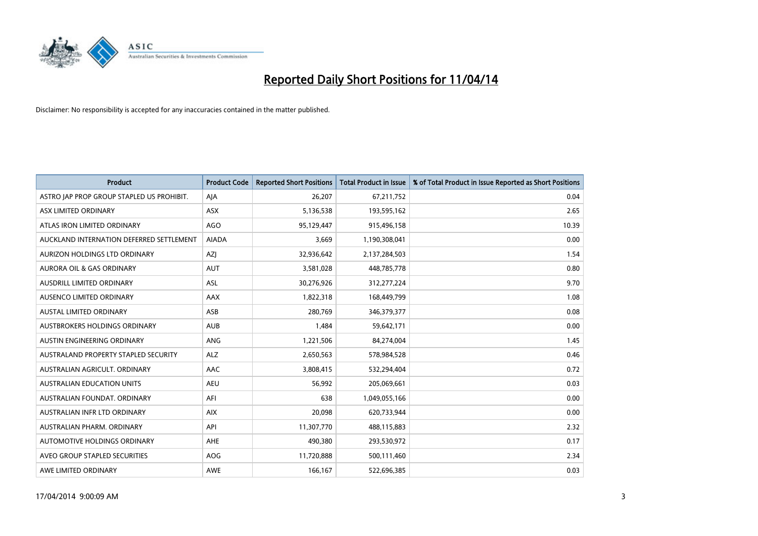# Reported Daily Short Positions for 11/04/14

Disclaimer: No responsibility is accepted for any inaccuracies contained in the matter published.

| Product | Product Code | Reported Short Positions | Total Product in Issue | % of Total Product in Issue Reported as Short Positions |
|---|---|---|---|---|
| ASTRO JAP PROP GROUP STAPLED US PROHIBIT. | AJA | 26,207 | 67,211,752 | 0.04 |
| ASX LIMITED ORDINARY | ASX | 5,136,538 | 193,595,162 | 2.65 |
| ATLAS IRON LIMITED ORDINARY | AGO | 95,129,447 | 915,496,158 | 10.39 |
| AUCKLAND INTERNATION DEFERRED SETTLEMENT | AIADA | 3,669 | 1,190,308,041 | 0.00 |
| AURIZON HOLDINGS LTD ORDINARY | AZJ | 32,936,642 | 2,137,284,503 | 1.54 |
| AURORA OIL & GAS ORDINARY | AUT | 3,581,028 | 448,785,778 | 0.80 |
| AUSDRILL LIMITED ORDINARY | ASL | 30,276,926 | 312,277,224 | 9.70 |
| AUSENCO LIMITED ORDINARY | AAX | 1,822,318 | 168,449,799 | 1.08 |
| AUSTAL LIMITED ORDINARY | ASB | 280,769 | 346,379,377 | 0.08 |
| AUSTBROKERS HOLDINGS ORDINARY | AUB | 1,484 | 59,642,171 | 0.00 |
| AUSTIN ENGINEERING ORDINARY | ANG | 1,221,506 | 84,274,004 | 1.45 |
| AUSTRALAND PROPERTY STAPLED SECURITY | ALZ | 2,650,563 | 578,984,528 | 0.46 |
| AUSTRALIAN AGRICULT. ORDINARY | AAC | 3,808,415 | 532,294,404 | 0.72 |
| AUSTRALIAN EDUCATION UNITS | AEU | 56,992 | 205,069,661 | 0.03 |
| AUSTRALIAN FOUNDAT. ORDINARY | AFI | 638 | 1,049,055,166 | 0.00 |
| AUSTRALIAN INFR LTD ORDINARY | AIX | 20,098 | 620,733,944 | 0.00 |
| AUSTRALIAN PHARM. ORDINARY | API | 11,307,770 | 488,115,883 | 2.32 |
| AUTOMOTIVE HOLDINGS ORDINARY | AHE | 490,380 | 293,530,972 | 0.17 |
| AVEO GROUP STAPLED SECURITIES | AOG | 11,720,888 | 500,111,460 | 2.34 |
| AWE LIMITED ORDINARY | AWE | 166,167 | 522,696,385 | 0.03 |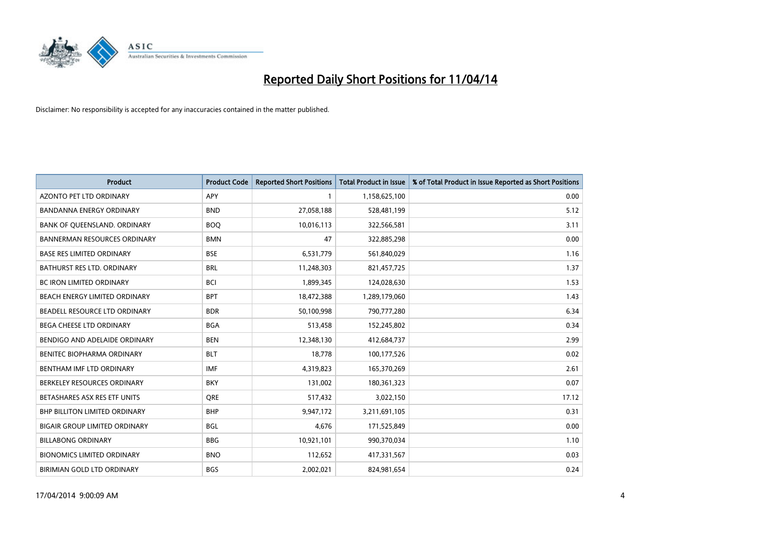# Reported Daily Short Positions for 11/04/14

Disclaimer: No responsibility is accepted for any inaccuracies contained in the matter published.

| Product | Product Code | Reported Short Positions | Total Product in Issue | % of Total Product in Issue Reported as Short Positions |
|---|---|---|---|---|
| AZONTO PET LTD ORDINARY | APY | 1 | 1,158,625,100 | 0.00 |
| BANDANNA ENERGY ORDINARY | BND | 27,058,188 | 528,481,199 | 5.12 |
| BANK OF QUEENSLAND. ORDINARY | BOQ | 10,016,113 | 322,566,581 | 3.11 |
| BANNERMAN RESOURCES ORDINARY | BMN | 47 | 322,885,298 | 0.00 |
| BASE RES LIMITED ORDINARY | BSE | 6,531,779 | 561,840,029 | 1.16 |
| BATHURST RES LTD. ORDINARY | BRL | 11,248,303 | 821,457,725 | 1.37 |
| BC IRON LIMITED ORDINARY | BCI | 1,899,345 | 124,028,630 | 1.53 |
| BEACH ENERGY LIMITED ORDINARY | BPT | 18,472,388 | 1,289,179,060 | 1.43 |
| BEADELL RESOURCE LTD ORDINARY | BDR | 50,100,998 | 790,777,280 | 6.34 |
| BEGA CHEESE LTD ORDINARY | BGA | 513,458 | 152,245,802 | 0.34 |
| BENDIGO AND ADELAIDE ORDINARY | BEN | 12,348,130 | 412,684,737 | 2.99 |
| BENITEC BIOPHARMA ORDINARY | BLT | 18,778 | 100,177,526 | 0.02 |
| BENTHAM IMF LTD ORDINARY | IMF | 4,319,823 | 165,370,269 | 2.61 |
| BERKELEY RESOURCES ORDINARY | BKY | 131,002 | 180,361,323 | 0.07 |
| BETASHARES ASX RES ETF UNITS | QRE | 517,432 | 3,022,150 | 17.12 |
| BHP BILLITON LIMITED ORDINARY | BHP | 9,947,172 | 3,211,691,105 | 0.31 |
| BIGAIR GROUP LIMITED ORDINARY | BGL | 4,676 | 171,525,849 | 0.00 |
| BILLABONG ORDINARY | BBG | 10,921,101 | 990,370,034 | 1.10 |
| BIONOMICS LIMITED ORDINARY | BNO | 112,652 | 417,331,567 | 0.03 |
| BIRIMIAN GOLD LTD ORDINARY | BGS | 2,002,021 | 824,981,654 | 0.24 |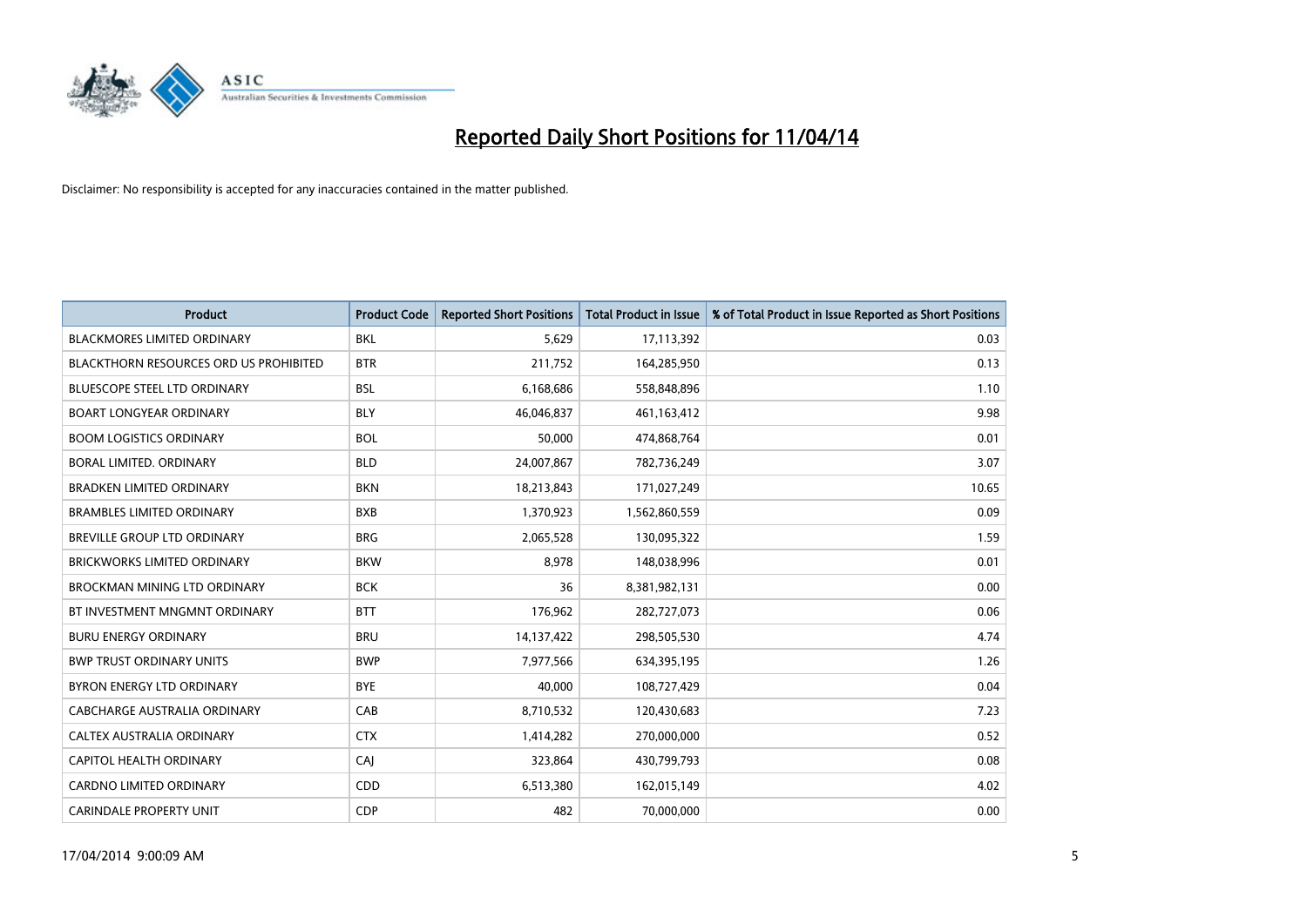# Reported Daily Short Positions for 11/04/14

Disclaimer: No responsibility is accepted for any inaccuracies contained in the matter published.

| Product | Product Code | Reported Short Positions | Total Product in Issue | % of Total Product in Issue Reported as Short Positions |
|---|---|---|---|---|
| BLACKMORES LIMITED ORDINARY | BKL | 5,629 | 17,113,392 | 0.03 |
| BLACKTHORN RESOURCES ORD US PROHIBITED | BTR | 211,752 | 164,285,950 | 0.13 |
| BLUESCOPE STEEL LTD ORDINARY | BSL | 6,168,686 | 558,848,896 | 1.10 |
| BOART LONGYEAR ORDINARY | BLY | 46,046,837 | 461,163,412 | 9.98 |
| BOOM LOGISTICS ORDINARY | BOL | 50,000 | 474,868,764 | 0.01 |
| BORAL LIMITED. ORDINARY | BLD | 24,007,867 | 782,736,249 | 3.07 |
| BRADKEN LIMITED ORDINARY | BKN | 18,213,843 | 171,027,249 | 10.65 |
| BRAMBLES LIMITED ORDINARY | BXB | 1,370,923 | 1,562,860,559 | 0.09 |
| BREVILLE GROUP LTD ORDINARY | BRG | 2,065,528 | 130,095,322 | 1.59 |
| BRICKWORKS LIMITED ORDINARY | BKW | 8,978 | 148,038,996 | 0.01 |
| BROCKMAN MINING LTD ORDINARY | BCK | 36 | 8,381,982,131 | 0.00 |
| BT INVESTMENT MNGMNT ORDINARY | BTT | 176,962 | 282,727,073 | 0.06 |
| BURU ENERGY ORDINARY | BRU | 14,137,422 | 298,505,530 | 4.74 |
| BWP TRUST ORDINARY UNITS | BWP | 7,977,566 | 634,395,195 | 1.26 |
| BYRON ENERGY LTD ORDINARY | BYE | 40,000 | 108,727,429 | 0.04 |
| CABCHARGE AUSTRALIA ORDINARY | CAB | 8,710,532 | 120,430,683 | 7.23 |
| CALTEX AUSTRALIA ORDINARY | CTX | 1,414,282 | 270,000,000 | 0.52 |
| CAPITOL HEALTH ORDINARY | CAJ | 323,864 | 430,799,793 | 0.08 |
| CARDNO LIMITED ORDINARY | CDD | 6,513,380 | 162,015,149 | 4.02 |
| CARINDALE PROPERTY UNIT | CDP | 482 | 70,000,000 | 0.00 |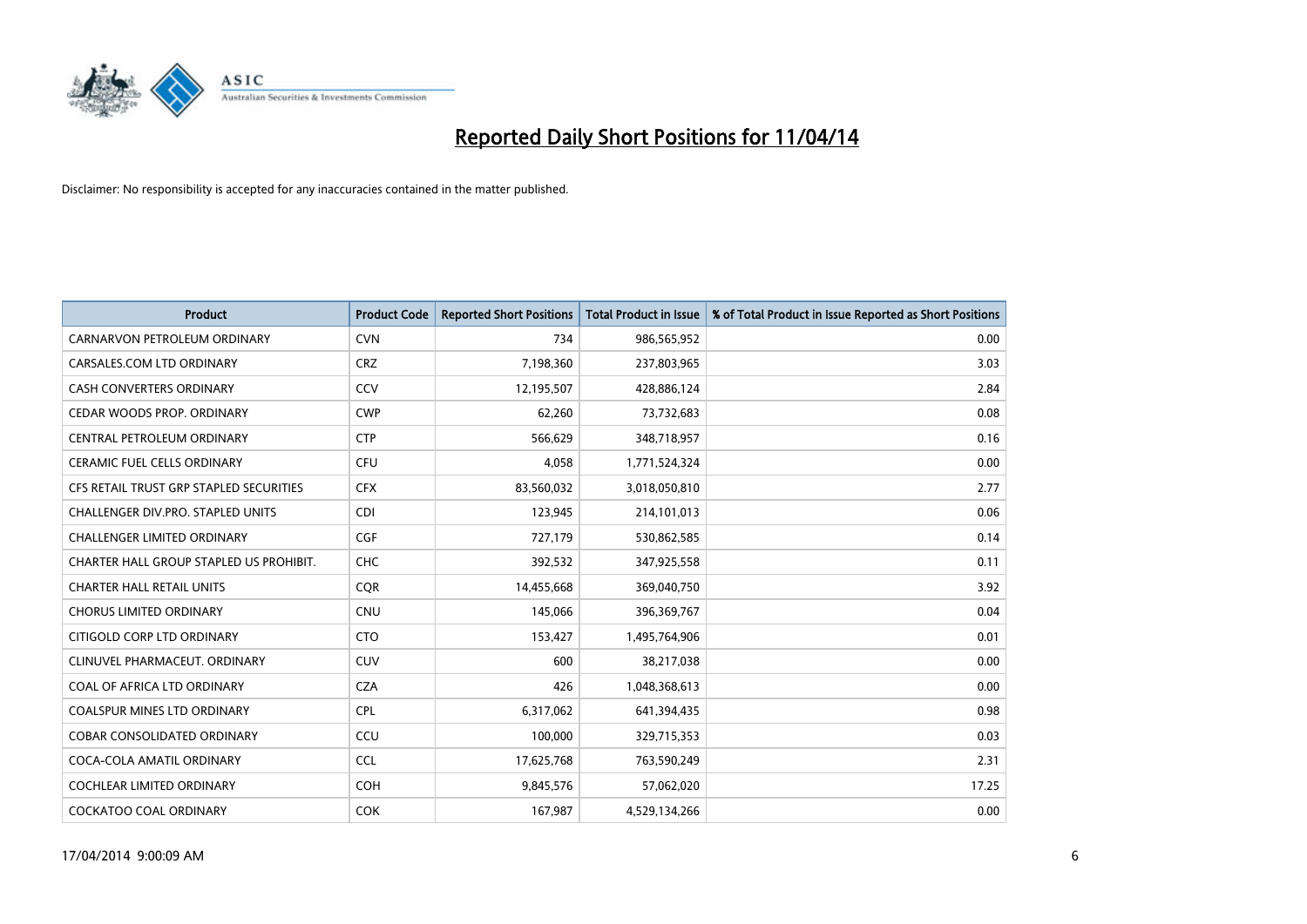# Reported Daily Short Positions for 11/04/14

Disclaimer: No responsibility is accepted for any inaccuracies contained in the matter published.

| Product | Product Code | Reported Short Positions | Total Product in Issue | % of Total Product in Issue Reported as Short Positions |
|---|---|---|---|---|
| CARNARVON PETROLEUM ORDINARY | CVN | 734 | 986,565,952 | 0.00 |
| CARSALES.COM LTD ORDINARY | CRZ | 7,198,360 | 237,803,965 | 3.03 |
| CASH CONVERTERS ORDINARY | CCV | 12,195,507 | 428,886,124 | 2.84 |
| CEDAR WOODS PROP. ORDINARY | CWP | 62,260 | 73,732,683 | 0.08 |
| CENTRAL PETROLEUM ORDINARY | CTP | 566,629 | 348,718,957 | 0.16 |
| CERAMIC FUEL CELLS ORDINARY | CFU | 4,058 | 1,771,524,324 | 0.00 |
| CFS RETAIL TRUST GRP STAPLED SECURITIES | CFX | 83,560,032 | 3,018,050,810 | 2.77 |
| CHALLENGER DIV.PRO. STAPLED UNITS | CDI | 123,945 | 214,101,013 | 0.06 |
| CHALLENGER LIMITED ORDINARY | CGF | 727,179 | 530,862,585 | 0.14 |
| CHARTER HALL GROUP STAPLED US PROHIBIT. | CHC | 392,532 | 347,925,558 | 0.11 |
| CHARTER HALL RETAIL UNITS | CQR | 14,455,668 | 369,040,750 | 3.92 |
| CHORUS LIMITED ORDINARY | CNU | 145,066 | 396,369,767 | 0.04 |
| CITIGOLD CORP LTD ORDINARY | CTO | 153,427 | 1,495,764,906 | 0.01 |
| CLINUVEL PHARMACEUT. ORDINARY | CUV | 600 | 38,217,038 | 0.00 |
| COAL OF AFRICA LTD ORDINARY | CZA | 426 | 1,048,368,613 | 0.00 |
| COALSPUR MINES LTD ORDINARY | CPL | 6,317,062 | 641,394,435 | 0.98 |
| COBAR CONSOLIDATED ORDINARY | CCU | 100,000 | 329,715,353 | 0.03 |
| COCA-COLA AMATIL ORDINARY | CCL | 17,625,768 | 763,590,249 | 2.31 |
| COCHLEAR LIMITED ORDINARY | COH | 9,845,576 | 57,062,020 | 17.25 |
| COCKATOO COAL ORDINARY | COK | 167,987 | 4,529,134,266 | 0.00 |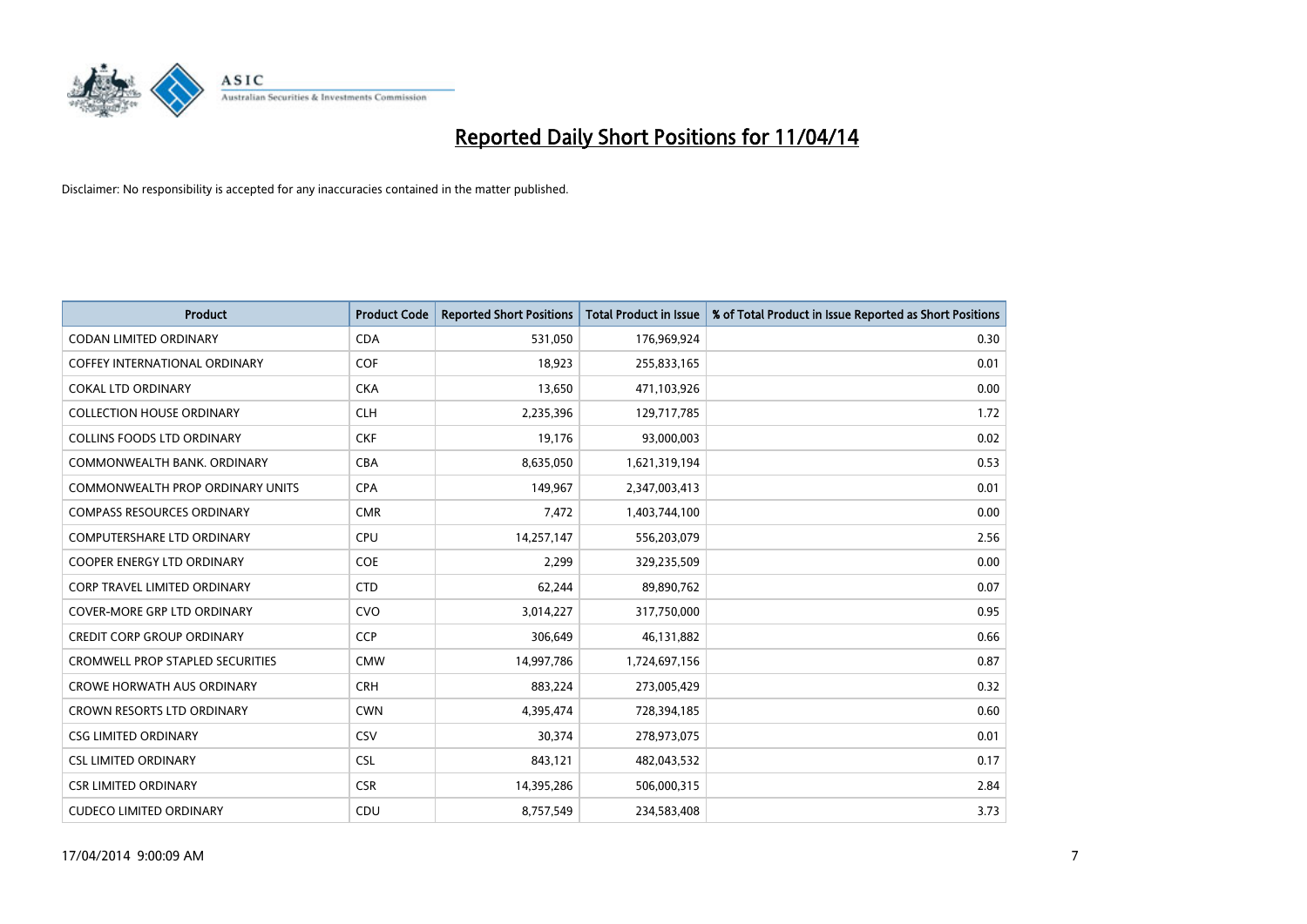# Reported Daily Short Positions for 11/04/14

Disclaimer: No responsibility is accepted for any inaccuracies contained in the matter published.

| Product | Product Code | Reported Short Positions | Total Product in Issue | % of Total Product in Issue Reported as Short Positions |
|---|---|---|---|---|
| CODAN LIMITED ORDINARY | CDA | 531,050 | 176,969,924 | 0.30 |
| COFFEY INTERNATIONAL ORDINARY | COF | 18,923 | 255,833,165 | 0.01 |
| COKAL LTD ORDINARY | CKA | 13,650 | 471,103,926 | 0.00 |
| COLLECTION HOUSE ORDINARY | CLH | 2,235,396 | 129,717,785 | 1.72 |
| COLLINS FOODS LTD ORDINARY | CKF | 19,176 | 93,000,003 | 0.02 |
| COMMONWEALTH BANK. ORDINARY | CBA | 8,635,050 | 1,621,319,194 | 0.53 |
| COMMONWEALTH PROP ORDINARY UNITS | CPA | 149,967 | 2,347,003,413 | 0.01 |
| COMPASS RESOURCES ORDINARY | CMR | 7,472 | 1,403,744,100 | 0.00 |
| COMPUTERSHARE LTD ORDINARY | CPU | 14,257,147 | 556,203,079 | 2.56 |
| COOPER ENERGY LTD ORDINARY | COE | 2,299 | 329,235,509 | 0.00 |
| CORP TRAVEL LIMITED ORDINARY | CTD | 62,244 | 89,890,762 | 0.07 |
| COVER-MORE GRP LTD ORDINARY | CVO | 3,014,227 | 317,750,000 | 0.95 |
| CREDIT CORP GROUP ORDINARY | CCP | 306,649 | 46,131,882 | 0.66 |
| CROMWELL PROP STAPLED SECURITIES | CMW | 14,997,786 | 1,724,697,156 | 0.87 |
| CROWE HORWATH AUS ORDINARY | CRH | 883,224 | 273,005,429 | 0.32 |
| CROWN RESORTS LTD ORDINARY | CWN | 4,395,474 | 728,394,185 | 0.60 |
| CSG LIMITED ORDINARY | CSV | 30,374 | 278,973,075 | 0.01 |
| CSL LIMITED ORDINARY | CSL | 843,121 | 482,043,532 | 0.17 |
| CSR LIMITED ORDINARY | CSR | 14,395,286 | 506,000,315 | 2.84 |
| CUDECO LIMITED ORDINARY | CDU | 8,757,549 | 234,583,408 | 3.73 |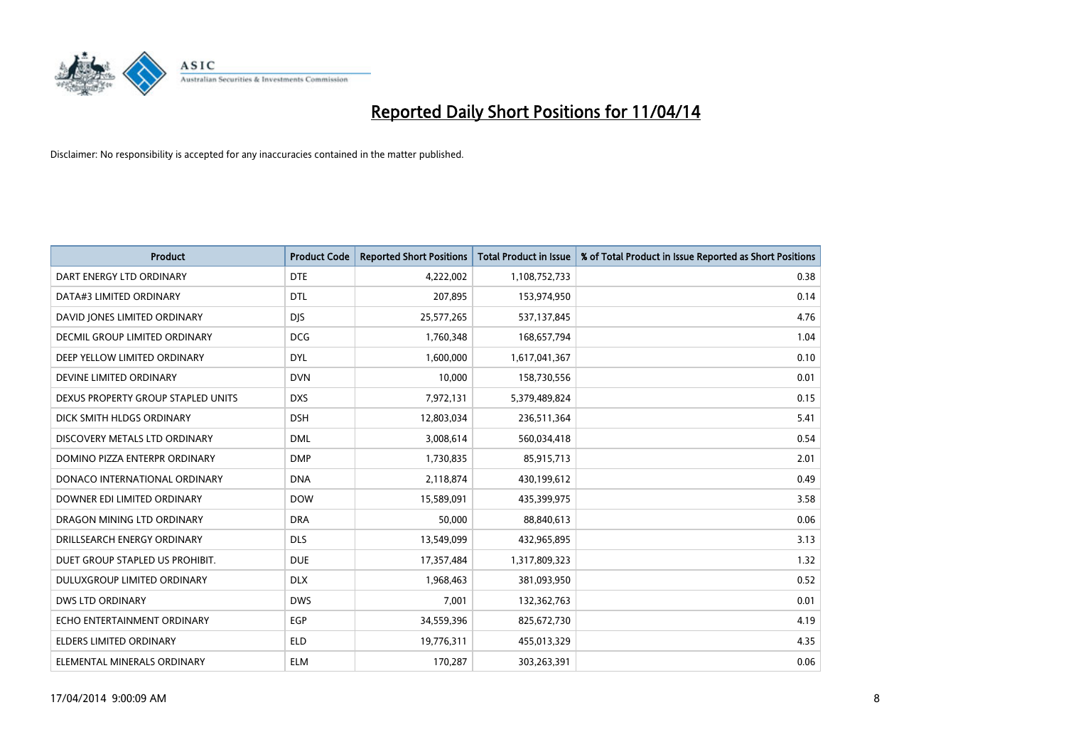# Reported Daily Short Positions for 11/04/14

Disclaimer: No responsibility is accepted for any inaccuracies contained in the matter published.

| Product | Product Code | Reported Short Positions | Total Product in Issue | % of Total Product in Issue Reported as Short Positions |
| --- | --- | --- | --- | --- |
| DART ENERGY LTD ORDINARY | DTE | 4,222,002 | 1,108,752,733 | 0.38 |
| DATA#3 LIMITED ORDINARY | DTL | 207,895 | 153,974,950 | 0.14 |
| DAVID JONES LIMITED ORDINARY | DJS | 25,577,265 | 537,137,845 | 4.76 |
| DECMIL GROUP LIMITED ORDINARY | DCG | 1,760,348 | 168,657,794 | 1.04 |
| DEEP YELLOW LIMITED ORDINARY | DYL | 1,600,000 | 1,617,041,367 | 0.10 |
| DEVINE LIMITED ORDINARY | DVN | 10,000 | 158,730,556 | 0.01 |
| DEXUS PROPERTY GROUP STAPLED UNITS | DXS | 7,972,131 | 5,379,489,824 | 0.15 |
| DICK SMITH HLDGS ORDINARY | DSH | 12,803,034 | 236,511,364 | 5.41 |
| DISCOVERY METALS LTD ORDINARY | DML | 3,008,614 | 560,034,418 | 0.54 |
| DOMINO PIZZA ENTERPR ORDINARY | DMP | 1,730,835 | 85,915,713 | 2.01 |
| DONACO INTERNATIONAL ORDINARY | DNA | 2,118,874 | 430,199,612 | 0.49 |
| DOWNER EDI LIMITED ORDINARY | DOW | 15,589,091 | 435,399,975 | 3.58 |
| DRAGON MINING LTD ORDINARY | DRA | 50,000 | 88,840,613 | 0.06 |
| DRILLSEARCH ENERGY ORDINARY | DLS | 13,549,099 | 432,965,895 | 3.13 |
| DUET GROUP STAPLED US PROHIBIT. | DUE | 17,357,484 | 1,317,809,323 | 1.32 |
| DULUXGROUP LIMITED ORDINARY | DLX | 1,968,463 | 381,093,950 | 0.52 |
| DWS LTD ORDINARY | DWS | 7,001 | 132,362,763 | 0.01 |
| ECHO ENTERTAINMENT ORDINARY | EGP | 34,559,396 | 825,672,730 | 4.19 |
| ELDERS LIMITED ORDINARY | ELD | 19,776,311 | 455,013,329 | 4.35 |
| ELEMENTAL MINERALS ORDINARY | ELM | 170,287 | 303,263,391 | 0.06 |

17/04/2014 9:00:09 AM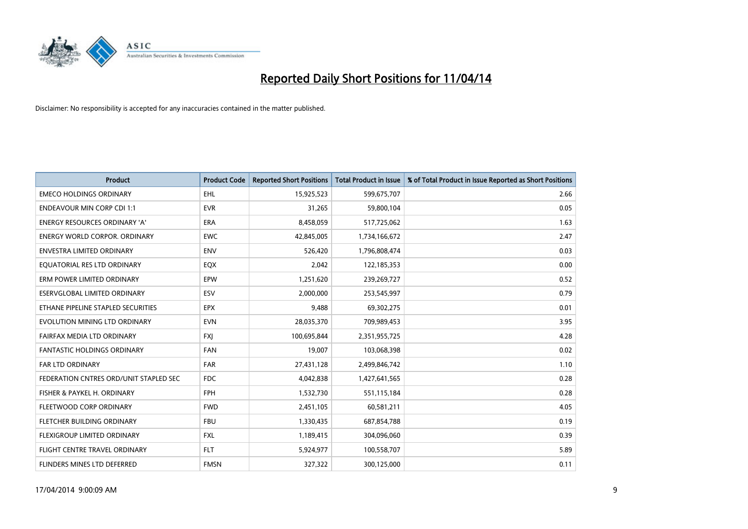# Reported Daily Short Positions for 11/04/14

Disclaimer: No responsibility is accepted for any inaccuracies contained in the matter published.

| Product | Product Code | Reported Short Positions | Total Product in Issue | % of Total Product in Issue Reported as Short Positions |
|---|---|---|---|---|
| EMECO HOLDINGS ORDINARY | EHL | 15,925,523 | 599,675,707 | 2.66 |
| ENDEAVOUR MIN CORP CDI 1:1 | EVR | 31,265 | 59,800,104 | 0.05 |
| ENERGY RESOURCES ORDINARY 'A' | ERA | 8,458,059 | 517,725,062 | 1.63 |
| ENERGY WORLD CORPOR. ORDINARY | EWC | 42,845,005 | 1,734,166,672 | 2.47 |
| ENVESTRA LIMITED ORDINARY | ENV | 526,420 | 1,796,808,474 | 0.03 |
| EQUATORIAL RES LTD ORDINARY | EQX | 2,042 | 122,185,353 | 0.00 |
| ERM POWER LIMITED ORDINARY | EPW | 1,251,620 | 239,269,727 | 0.52 |
| ESERVGLOBAL LIMITED ORDINARY | ESV | 2,000,000 | 253,545,997 | 0.79 |
| ETHANE PIPELINE STAPLED SECURITIES | EPX | 9,488 | 69,302,275 | 0.01 |
| EVOLUTION MINING LTD ORDINARY | EVN | 28,035,370 | 709,989,453 | 3.95 |
| FAIRFAX MEDIA LTD ORDINARY | FXJ | 100,695,844 | 2,351,955,725 | 4.28 |
| FANTASTIC HOLDINGS ORDINARY | FAN | 19,007 | 103,068,398 | 0.02 |
| FAR LTD ORDINARY | FAR | 27,431,128 | 2,499,846,742 | 1.10 |
| FEDERATION CNTRES ORD/UNIT STAPLED SEC | FDC | 4,042,838 | 1,427,641,565 | 0.28 |
| FISHER & PAYKEL H. ORDINARY | FPH | 1,532,730 | 551,115,184 | 0.28 |
| FLEETWOOD CORP ORDINARY | FWD | 2,451,105 | 60,581,211 | 4.05 |
| FLETCHER BUILDING ORDINARY | FBU | 1,330,435 | 687,854,788 | 0.19 |
| FLEXIGROUP LIMITED ORDINARY | FXL | 1,189,415 | 304,096,060 | 0.39 |
| FLIGHT CENTRE TRAVEL ORDINARY | FLT | 5,924,977 | 100,558,707 | 5.89 |
| FLINDERS MINES LTD DEFERRED | FMSN | 327,322 | 300,125,000 | 0.11 |

17/04/2014 9:00:09 AM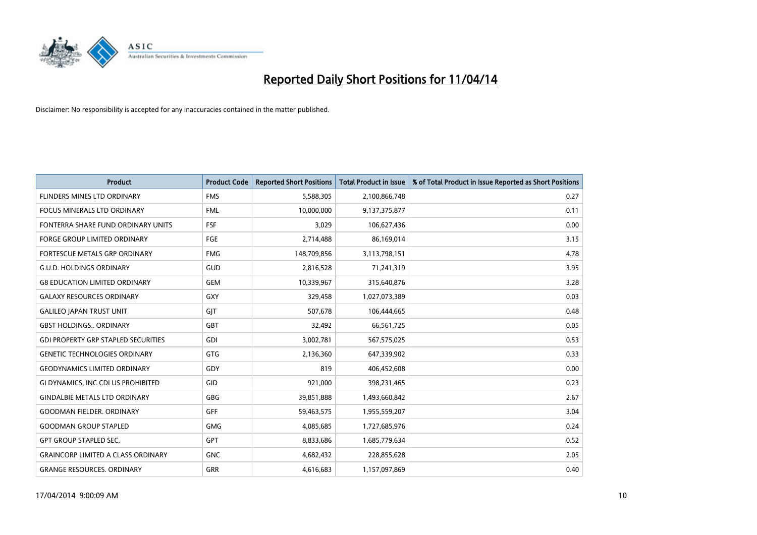# Reported Daily Short Positions for 11/04/14

Disclaimer: No responsibility is accepted for any inaccuracies contained in the matter published.

| Product | Product Code | Reported Short Positions | Total Product in Issue | % of Total Product in Issue Reported as Short Positions |
|---|---|---|---|---|
| FLINDERS MINES LTD ORDINARY | FMS | 5,588,305 | 2,100,866,748 | 0.27 |
| FOCUS MINERALS LTD ORDINARY | FML | 10,000,000 | 9,137,375,877 | 0.11 |
| FONTERRA SHARE FUND ORDINARY UNITS | FSF | 3,029 | 106,627,436 | 0.00 |
| FORGE GROUP LIMITED ORDINARY | FGE | 2,714,488 | 86,169,014 | 3.15 |
| FORTESCUE METALS GRP ORDINARY | FMG | 148,709,856 | 3,113,798,151 | 4.78 |
| G.U.D. HOLDINGS ORDINARY | GUD | 2,816,528 | 71,241,319 | 3.95 |
| G8 EDUCATION LIMITED ORDINARY | GEM | 10,339,967 | 315,640,876 | 3.28 |
| GALAXY RESOURCES ORDINARY | GXY | 329,458 | 1,027,073,389 | 0.03 |
| GALILEO JAPAN TRUST UNIT | GJT | 507,678 | 106,444,665 | 0.48 |
| GBST HOLDINGS.. ORDINARY | GBT | 32,492 | 66,561,725 | 0.05 |
| GDI PROPERTY GRP STAPLED SECURITIES | GDI | 3,002,781 | 567,575,025 | 0.53 |
| GENETIC TECHNOLOGIES ORDINARY | GTG | 2,136,360 | 647,339,902 | 0.33 |
| GEODYNAMICS LIMITED ORDINARY | GDY | 819 | 406,452,608 | 0.00 |
| GI DYNAMICS, INC CDI US PROHIBITED | GID | 921,000 | 398,231,465 | 0.23 |
| GINDALBIE METALS LTD ORDINARY | GBG | 39,851,888 | 1,493,660,842 | 2.67 |
| GOODMAN FIELDER. ORDINARY | GFF | 59,463,575 | 1,955,559,207 | 3.04 |
| GOODMAN GROUP STAPLED | GMG | 4,085,685 | 1,727,685,976 | 0.24 |
| GPT GROUP STAPLED SEC. | GPT | 8,833,686 | 1,685,779,634 | 0.52 |
| GRAINCORP LIMITED A CLASS ORDINARY | GNC | 4,682,432 | 228,855,628 | 2.05 |
| GRANGE RESOURCES. ORDINARY | GRR | 4,616,683 | 1,157,097,869 | 0.40 |

17/04/2014 9:00:09 AM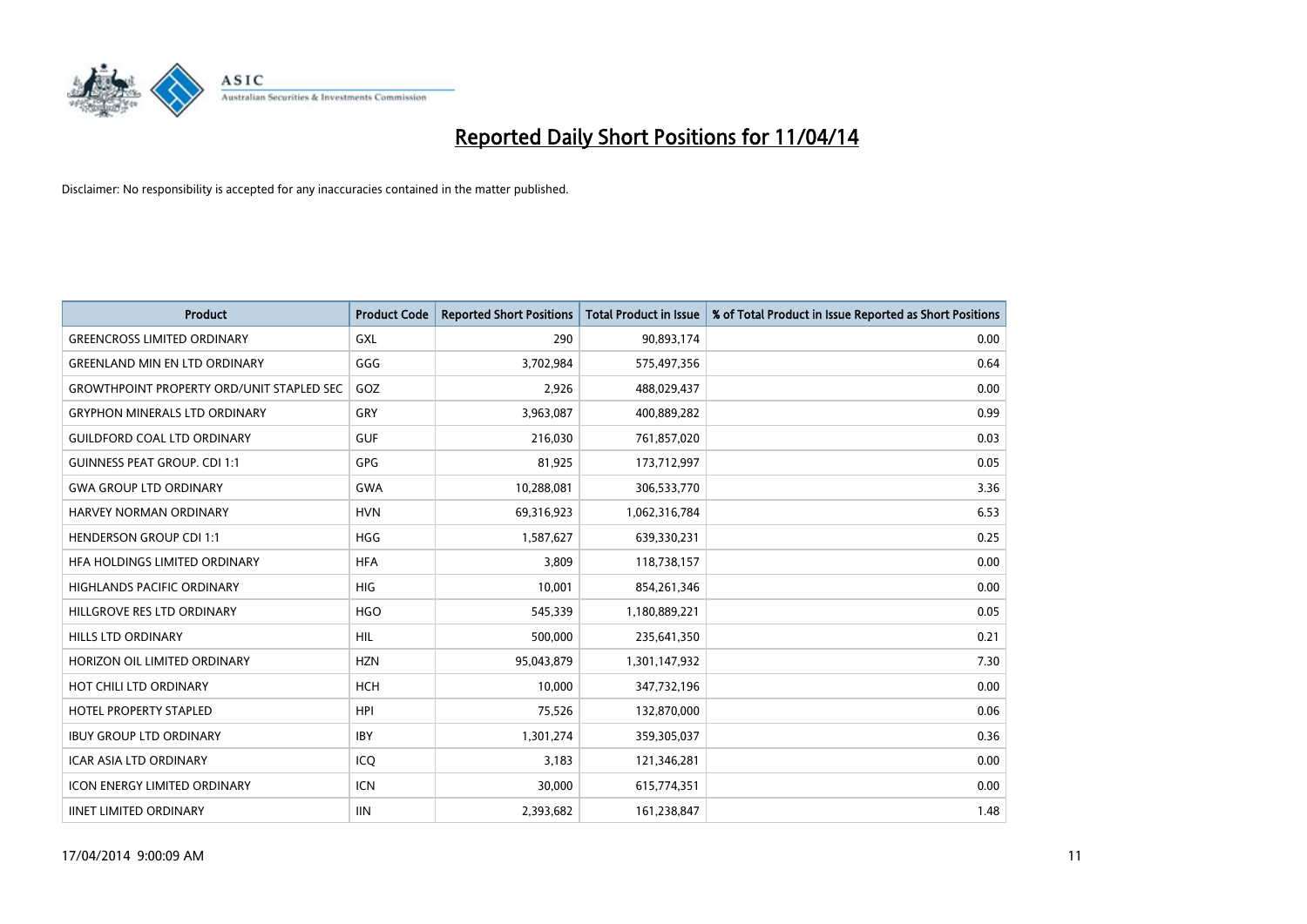# Reported Daily Short Positions for 11/04/14

Disclaimer: No responsibility is accepted for any inaccuracies contained in the matter published.

| Product | Product Code | Reported Short Positions | Total Product in Issue | % of Total Product in Issue Reported as Short Positions |
|---|---|---|---|---|
| GREENCROSS LIMITED ORDINARY | GXL | 290 | 90,893,174 | 0.00 |
| GREENLAND MIN EN LTD ORDINARY | GGG | 3,702,984 | 575,497,356 | 0.64 |
| GROWTHPOINT PROPERTY ORD/UNIT STAPLED SEC | GOZ | 2,926 | 488,029,437 | 0.00 |
| GRYPHON MINERALS LTD ORDINARY | GRY | 3,963,087 | 400,889,282 | 0.99 |
| GUILDFORD COAL LTD ORDINARY | GUF | 216,030 | 761,857,020 | 0.03 |
| GUINNESS PEAT GROUP. CDI 1:1 | GPG | 81,925 | 173,712,997 | 0.05 |
| GWA GROUP LTD ORDINARY | GWA | 10,288,081 | 306,533,770 | 3.36 |
| HARVEY NORMAN ORDINARY | HVN | 69,316,923 | 1,062,316,784 | 6.53 |
| HENDERSON GROUP CDI 1:1 | HGG | 1,587,627 | 639,330,231 | 0.25 |
| HFA HOLDINGS LIMITED ORDINARY | HFA | 3,809 | 118,738,157 | 0.00 |
| HIGHLANDS PACIFIC ORDINARY | HIG | 10,001 | 854,261,346 | 0.00 |
| HILLGROVE RES LTD ORDINARY | HGO | 545,339 | 1,180,889,221 | 0.05 |
| HILLS LTD ORDINARY | HIL | 500,000 | 235,641,350 | 0.21 |
| HORIZON OIL LIMITED ORDINARY | HZN | 95,043,879 | 1,301,147,932 | 7.30 |
| HOT CHILI LTD ORDINARY | HCH | 10,000 | 347,732,196 | 0.00 |
| HOTEL PROPERTY STAPLED | HPI | 75,526 | 132,870,000 | 0.06 |
| IBUY GROUP LTD ORDINARY | IBY | 1,301,274 | 359,305,037 | 0.36 |
| ICAR ASIA LTD ORDINARY | ICQ | 3,183 | 121,346,281 | 0.00 |
| ICON ENERGY LIMITED ORDINARY | ICN | 30,000 | 615,774,351 | 0.00 |
| IINET LIMITED ORDINARY | IIN | 2,393,682 | 161,238,847 | 1.48 |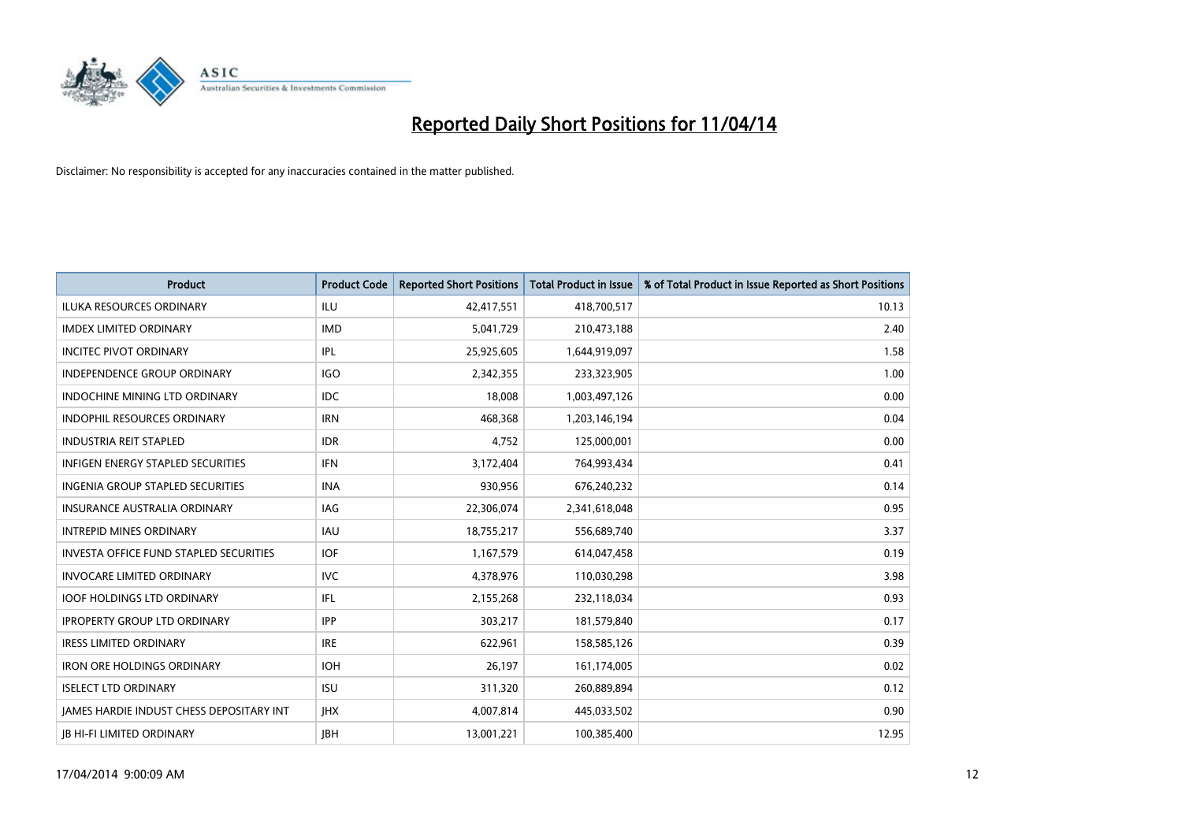# Reported Daily Short Positions for 11/04/14

Disclaimer: No responsibility is accepted for any inaccuracies contained in the matter published.

| Product | Product Code | Reported Short Positions | Total Product in Issue | % of Total Product in Issue Reported as Short Positions |
|---|---|---|---|---|
| ILUKA RESOURCES ORDINARY | ILU | 42,417,551 | 418,700,517 | 10.13 |
| IMDEX LIMITED ORDINARY | IMD | 5,041,729 | 210,473,188 | 2.40 |
| INCITEC PIVOT ORDINARY | IPL | 25,925,605 | 1,644,919,097 | 1.58 |
| INDEPENDENCE GROUP ORDINARY | IGO | 2,342,355 | 233,323,905 | 1.00 |
| INDOCHINE MINING LTD ORDINARY | IDC | 18,008 | 1,003,497,126 | 0.00 |
| INDOPHIL RESOURCES ORDINARY | IRN | 468,368 | 1,203,146,194 | 0.04 |
| INDUSTRIA REIT STAPLED | IDR | 4,752 | 125,000,001 | 0.00 |
| INFIGEN ENERGY STAPLED SECURITIES | IFN | 3,172,404 | 764,993,434 | 0.41 |
| INGENIA GROUP STAPLED SECURITIES | INA | 930,956 | 676,240,232 | 0.14 |
| INSURANCE AUSTRALIA ORDINARY | IAG | 22,306,074 | 2,341,618,048 | 0.95 |
| INTREPID MINES ORDINARY | IAU | 18,755,217 | 556,689,740 | 3.37 |
| INVESTA OFFICE FUND STAPLED SECURITIES | IOF | 1,167,579 | 614,047,458 | 0.19 |
| INVOCARE LIMITED ORDINARY | IVC | 4,378,976 | 110,030,298 | 3.98 |
| IOOF HOLDINGS LTD ORDINARY | IFL | 2,155,268 | 232,118,034 | 0.93 |
| IPROPERTY GROUP LTD ORDINARY | IPP | 303,217 | 181,579,840 | 0.17 |
| IRESS LIMITED ORDINARY | IRE | 622,961 | 158,585,126 | 0.39 |
| IRON ORE HOLDINGS ORDINARY | IOH | 26,197 | 161,174,005 | 0.02 |
| ISELECT LTD ORDINARY | ISU | 311,320 | 260,889,894 | 0.12 |
| JAMES HARDIE INDUST CHESS DEPOSITARY INT | JHX | 4,007,814 | 445,033,502 | 0.90 |
| JB HI-FI LIMITED ORDINARY | JBH | 13,001,221 | 100,385,400 | 12.95 |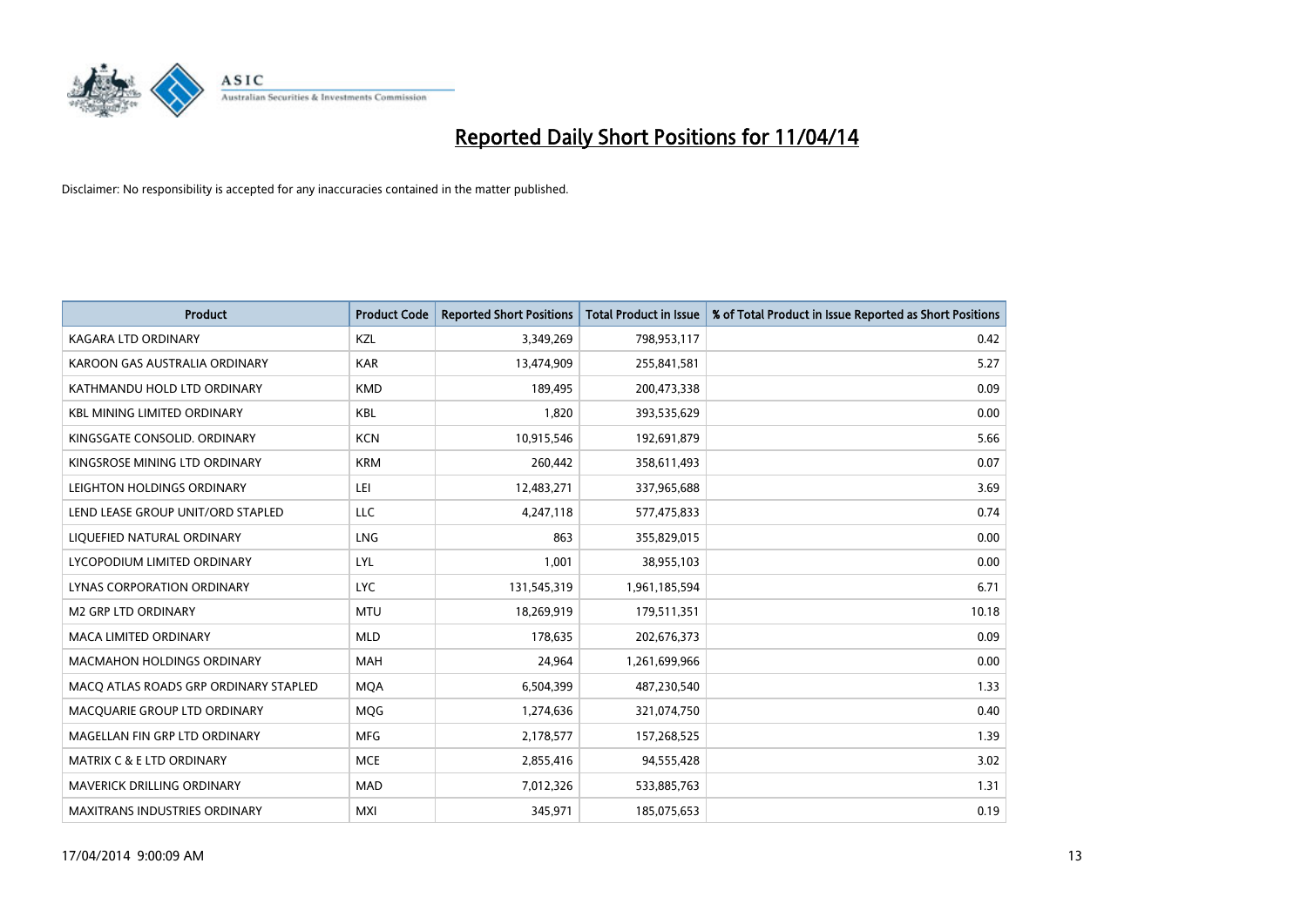# Reported Daily Short Positions for 11/04/14

Disclaimer: No responsibility is accepted for any inaccuracies contained in the matter published.

| Product | Product Code | Reported Short Positions | Total Product in Issue | % of Total Product in Issue Reported as Short Positions |
|---|---|---|---|---|
| KAGARA LTD ORDINARY | KZL | 3,349,269 | 798,953,117 | 0.42 |
| KAROON GAS AUSTRALIA ORDINARY | KAR | 13,474,909 | 255,841,581 | 5.27 |
| KATHMANDU HOLD LTD ORDINARY | KMD | 189,495 | 200,473,338 | 0.09 |
| KBL MINING LIMITED ORDINARY | KBL | 1,820 | 393,535,629 | 0.00 |
| KINGSGATE CONSOLID. ORDINARY | KCN | 10,915,546 | 192,691,879 | 5.66 |
| KINGSROSE MINING LTD ORDINARY | KRM | 260,442 | 358,611,493 | 0.07 |
| LEIGHTON HOLDINGS ORDINARY | LEI | 12,483,271 | 337,965,688 | 3.69 |
| LEND LEASE GROUP UNIT/ORD STAPLED | LLC | 4,247,118 | 577,475,833 | 0.74 |
| LIQUEFIED NATURAL ORDINARY | LNG | 863 | 355,829,015 | 0.00 |
| LYCOPODIUM LIMITED ORDINARY | LYL | 1,001 | 38,955,103 | 0.00 |
| LYNAS CORPORATION ORDINARY | LYC | 131,545,319 | 1,961,185,594 | 6.71 |
| M2 GRP LTD ORDINARY | MTU | 18,269,919 | 179,511,351 | 10.18 |
| MACA LIMITED ORDINARY | MLD | 178,635 | 202,676,373 | 0.09 |
| MACMAHON HOLDINGS ORDINARY | MAH | 24,964 | 1,261,699,966 | 0.00 |
| MACQ ATLAS ROADS GRP ORDINARY STAPLED | MQA | 6,504,399 | 487,230,540 | 1.33 |
| MACQUARIE GROUP LTD ORDINARY | MQG | 1,274,636 | 321,074,750 | 0.40 |
| MAGELLAN FIN GRP LTD ORDINARY | MFG | 2,178,577 | 157,268,525 | 1.39 |
| MATRIX C & E LTD ORDINARY | MCE | 2,855,416 | 94,555,428 | 3.02 |
| MAVERICK DRILLING ORDINARY | MAD | 7,012,326 | 533,885,763 | 1.31 |
| MAXITRANS INDUSTRIES ORDINARY | MXI | 345,971 | 185,075,653 | 0.19 |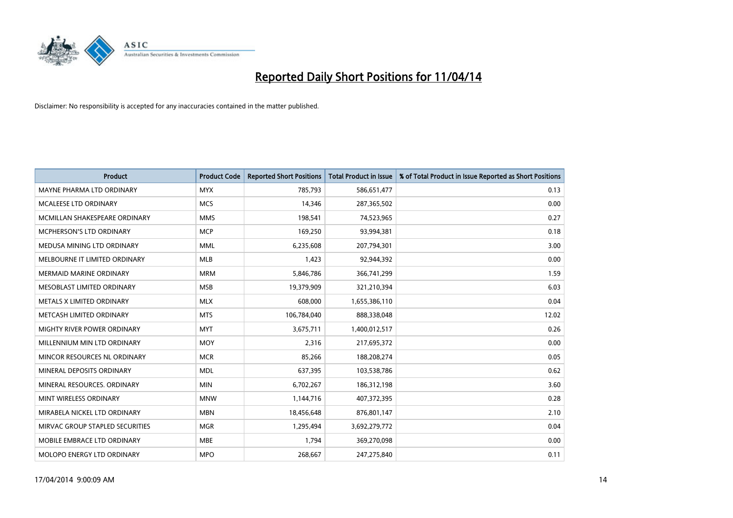# Reported Daily Short Positions for 11/04/14

Disclaimer: No responsibility is accepted for any inaccuracies contained in the matter published.

| Product | Product Code | Reported Short Positions | Total Product in Issue | % of Total Product in Issue Reported as Short Positions |
| --- | --- | --- | --- | --- |
| MAYNE PHARMA LTD ORDINARY | MYX | 785,793 | 586,651,477 | 0.13 |
| MCALEESE LTD ORDINARY | MCS | 14,346 | 287,365,502 | 0.00 |
| MCMILLAN SHAKESPEARE ORDINARY | MMS | 198,541 | 74,523,965 | 0.27 |
| MCPHERSON'S LTD ORDINARY | MCP | 169,250 | 93,994,381 | 0.18 |
| MEDUSA MINING LTD ORDINARY | MML | 6,235,608 | 207,794,301 | 3.00 |
| MELBOURNE IT LIMITED ORDINARY | MLB | 1,423 | 92,944,392 | 0.00 |
| MERMAID MARINE ORDINARY | MRM | 5,846,786 | 366,741,299 | 1.59 |
| MESOBLAST LIMITED ORDINARY | MSB | 19,379,909 | 321,210,394 | 6.03 |
| METALS X LIMITED ORDINARY | MLX | 608,000 | 1,655,386,110 | 0.04 |
| METCASH LIMITED ORDINARY | MTS | 106,784,040 | 888,338,048 | 12.02 |
| MIGHTY RIVER POWER ORDINARY | MYT | 3,675,711 | 1,400,012,517 | 0.26 |
| MILLENNIUM MIN LTD ORDINARY | MOY | 2,316 | 217,695,372 | 0.00 |
| MINCOR RESOURCES NL ORDINARY | MCR | 85,266 | 188,208,274 | 0.05 |
| MINERAL DEPOSITS ORDINARY | MDL | 637,395 | 103,538,786 | 0.62 |
| MINERAL RESOURCES. ORDINARY | MIN | 6,702,267 | 186,312,198 | 3.60 |
| MINT WIRELESS ORDINARY | MNW | 1,144,716 | 407,372,395 | 0.28 |
| MIRABELA NICKEL LTD ORDINARY | MBN | 18,456,648 | 876,801,147 | 2.10 |
| MIRVAC GROUP STAPLED SECURITIES | MGR | 1,295,494 | 3,692,279,772 | 0.04 |
| MOBILE EMBRACE LTD ORDINARY | MBE | 1,794 | 369,270,098 | 0.00 |
| MOLOPO ENERGY LTD ORDINARY | MPO | 268,667 | 247,275,840 | 0.11 |

17/04/2014 9:00:09 AM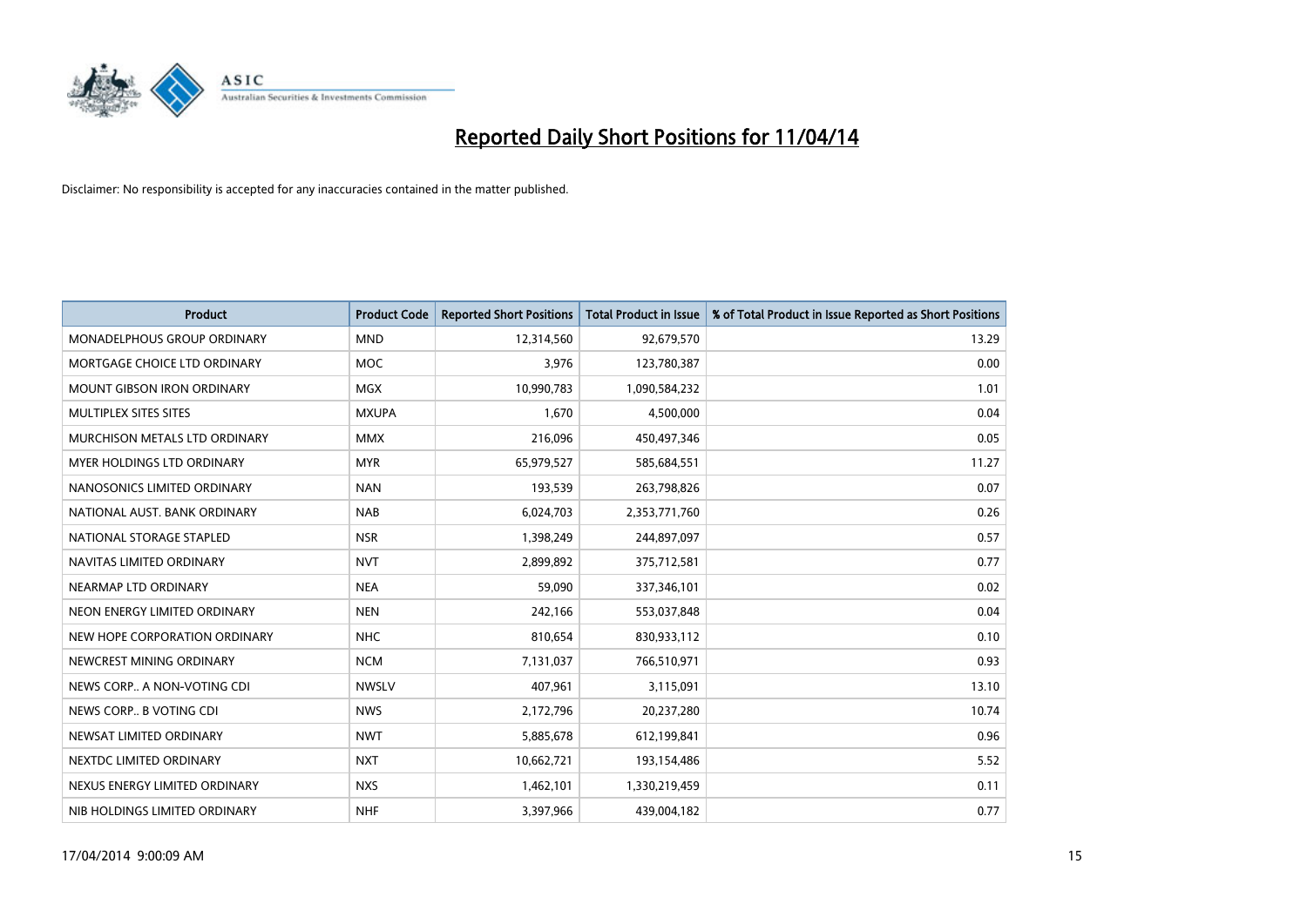# Reported Daily Short Positions for 11/04/14

Disclaimer: No responsibility is accepted for any inaccuracies contained in the matter published.

| Product | Product Code | Reported Short Positions | Total Product in Issue | % of Total Product in Issue Reported as Short Positions |
|---|---|---|---|---|
| MONADELPHOUS GROUP ORDINARY | MND | 12,314,560 | 92,679,570 | 13.29 |
| MORTGAGE CHOICE LTD ORDINARY | MOC | 3,976 | 123,780,387 | 0.00 |
| MOUNT GIBSON IRON ORDINARY | MGX | 10,990,783 | 1,090,584,232 | 1.01 |
| MULTIPLEX SITES SITES | MXUPA | 1,670 | 4,500,000 | 0.04 |
| MURCHISON METALS LTD ORDINARY | MMX | 216,096 | 450,497,346 | 0.05 |
| MYER HOLDINGS LTD ORDINARY | MYR | 65,979,527 | 585,684,551 | 11.27 |
| NANOSONICS LIMITED ORDINARY | NAN | 193,539 | 263,798,826 | 0.07 |
| NATIONAL AUST. BANK ORDINARY | NAB | 6,024,703 | 2,353,771,760 | 0.26 |
| NATIONAL STORAGE STAPLED | NSR | 1,398,249 | 244,897,097 | 0.57 |
| NAVITAS LIMITED ORDINARY | NVT | 2,899,892 | 375,712,581 | 0.77 |
| NEARMAP LTD ORDINARY | NEA | 59,090 | 337,346,101 | 0.02 |
| NEON ENERGY LIMITED ORDINARY | NEN | 242,166 | 553,037,848 | 0.04 |
| NEW HOPE CORPORATION ORDINARY | NHC | 810,654 | 830,933,112 | 0.10 |
| NEWCREST MINING ORDINARY | NCM | 7,131,037 | 766,510,971 | 0.93 |
| NEWS CORP.. A NON-VOTING CDI | NWSLV | 407,961 | 3,115,091 | 13.10 |
| NEWS CORP.. B VOTING CDI | NWS | 2,172,796 | 20,237,280 | 10.74 |
| NEWSAT LIMITED ORDINARY | NWT | 5,885,678 | 612,199,841 | 0.96 |
| NEXTDC LIMITED ORDINARY | NXT | 10,662,721 | 193,154,486 | 5.52 |
| NEXUS ENERGY LIMITED ORDINARY | NXS | 1,462,101 | 1,330,219,459 | 0.11 |
| NIB HOLDINGS LIMITED ORDINARY | NHF | 3,397,966 | 439,004,182 | 0.77 |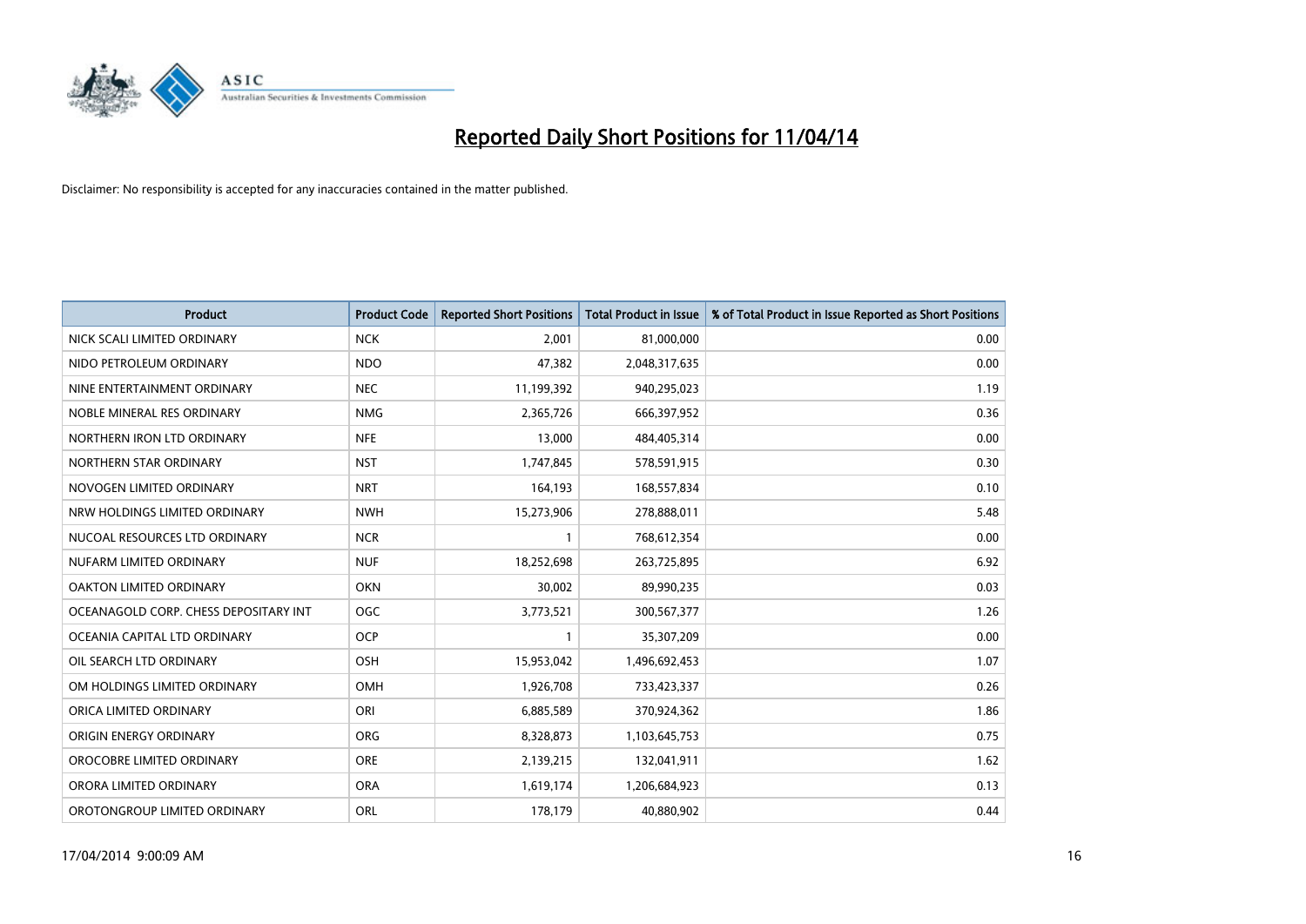# Reported Daily Short Positions for 11/04/14

Disclaimer: No responsibility is accepted for any inaccuracies contained in the matter published.

| Product | Product Code | Reported Short Positions | Total Product in Issue | % of Total Product in Issue Reported as Short Positions |
|---|---|---|---|---|
| NICK SCALI LIMITED ORDINARY | NCK | 2,001 | 81,000,000 | 0.00 |
| NIDO PETROLEUM ORDINARY | NDO | 47,382 | 2,048,317,635 | 0.00 |
| NINE ENTERTAINMENT ORDINARY | NEC | 11,199,392 | 940,295,023 | 1.19 |
| NOBLE MINERAL RES ORDINARY | NMG | 2,365,726 | 666,397,952 | 0.36 |
| NORTHERN IRON LTD ORDINARY | NFE | 13,000 | 484,405,314 | 0.00 |
| NORTHERN STAR ORDINARY | NST | 1,747,845 | 578,591,915 | 0.30 |
| NOVOGEN LIMITED ORDINARY | NRT | 164,193 | 168,557,834 | 0.10 |
| NRW HOLDINGS LIMITED ORDINARY | NWH | 15,273,906 | 278,888,011 | 5.48 |
| NUCOAL RESOURCES LTD ORDINARY | NCR | 1 | 768,612,354 | 0.00 |
| NUFARM LIMITED ORDINARY | NUF | 18,252,698 | 263,725,895 | 6.92 |
| OAKTON LIMITED ORDINARY | OKN | 30,002 | 89,990,235 | 0.03 |
| OCEANAGOLD CORP. CHESS DEPOSITARY INT | OGC | 3,773,521 | 300,567,377 | 1.26 |
| OCEANIA CAPITAL LTD ORDINARY | OCP | 1 | 35,307,209 | 0.00 |
| OIL SEARCH LTD ORDINARY | OSH | 15,953,042 | 1,496,692,453 | 1.07 |
| OM HOLDINGS LIMITED ORDINARY | OMH | 1,926,708 | 733,423,337 | 0.26 |
| ORICA LIMITED ORDINARY | ORI | 6,885,589 | 370,924,362 | 1.86 |
| ORIGIN ENERGY ORDINARY | ORG | 8,328,873 | 1,103,645,753 | 0.75 |
| OROCOBRE LIMITED ORDINARY | ORE | 2,139,215 | 132,041,911 | 1.62 |
| ORORA LIMITED ORDINARY | ORA | 1,619,174 | 1,206,684,923 | 0.13 |
| OROTONGROUP LIMITED ORDINARY | ORL | 178,179 | 40,880,902 | 0.44 |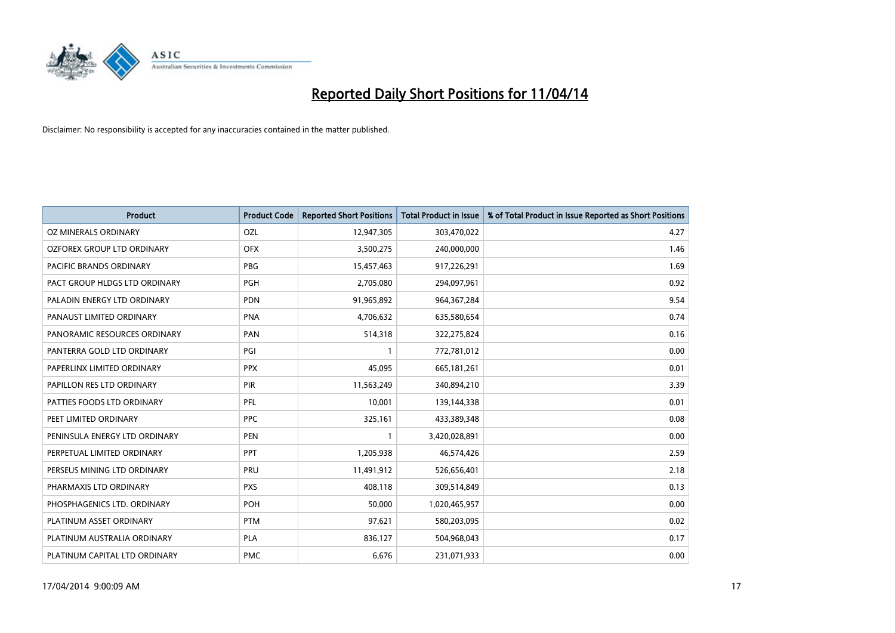# Reported Daily Short Positions for 11/04/14

Disclaimer: No responsibility is accepted for any inaccuracies contained in the matter published.

| Product | Product Code | Reported Short Positions | Total Product in Issue | % of Total Product in Issue Reported as Short Positions |
|---|---|---|---|---|
| OZ MINERALS ORDINARY | OZL | 12,947,305 | 303,470,022 | 4.27 |
| OZFOREX GROUP LTD ORDINARY | OFX | 3,500,275 | 240,000,000 | 1.46 |
| PACIFIC BRANDS ORDINARY | PBG | 15,457,463 | 917,226,291 | 1.69 |
| PACT GROUP HLDGS LTD ORDINARY | PGH | 2,705,080 | 294,097,961 | 0.92 |
| PALADIN ENERGY LTD ORDINARY | PDN | 91,965,892 | 964,367,284 | 9.54 |
| PANAUST LIMITED ORDINARY | PNA | 4,706,632 | 635,580,654 | 0.74 |
| PANORAMIC RESOURCES ORDINARY | PAN | 514,318 | 322,275,824 | 0.16 |
| PANTERRA GOLD LTD ORDINARY | PGI | 1 | 772,781,012 | 0.00 |
| PAPERLINX LIMITED ORDINARY | PPX | 45,095 | 665,181,261 | 0.01 |
| PAPILLON RES LTD ORDINARY | PIR | 11,563,249 | 340,894,210 | 3.39 |
| PATTIES FOODS LTD ORDINARY | PFL | 10,001 | 139,144,338 | 0.01 |
| PEET LIMITED ORDINARY | PPC | 325,161 | 433,389,348 | 0.08 |
| PENINSULA ENERGY LTD ORDINARY | PEN | 1 | 3,420,028,891 | 0.00 |
| PERPETUAL LIMITED ORDINARY | PPT | 1,205,938 | 46,574,426 | 2.59 |
| PERSEUS MINING LTD ORDINARY | PRU | 11,491,912 | 526,656,401 | 2.18 |
| PHARMAXIS LTD ORDINARY | PXS | 408,118 | 309,514,849 | 0.13 |
| PHOSPHAGENICS LTD. ORDINARY | POH | 50,000 | 1,020,465,957 | 0.00 |
| PLATINUM ASSET ORDINARY | PTM | 97,621 | 580,203,095 | 0.02 |
| PLATINUM AUSTRALIA ORDINARY | PLA | 836,127 | 504,968,043 | 0.17 |
| PLATINUM CAPITAL LTD ORDINARY | PMC | 6,676 | 231,071,933 | 0.00 |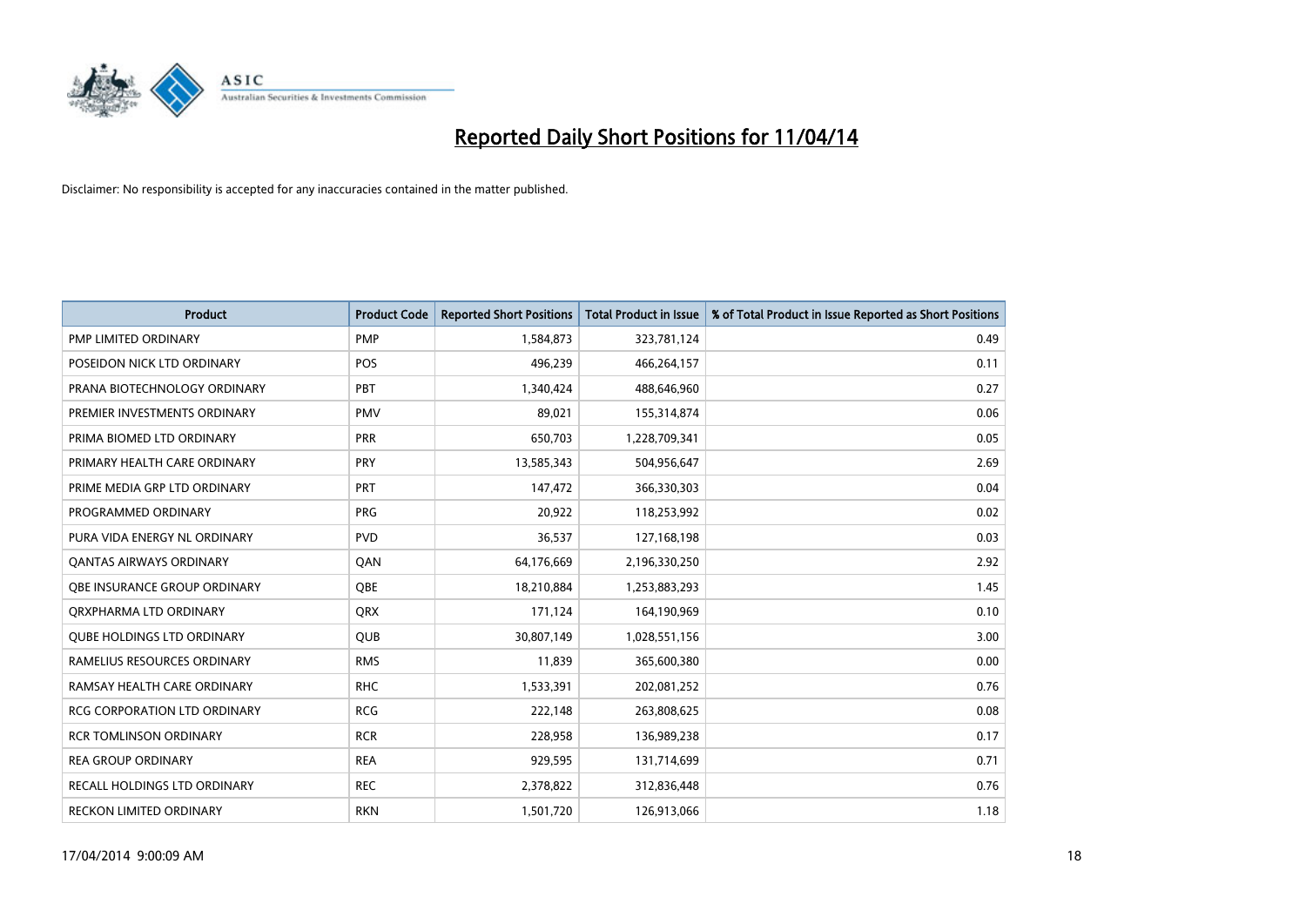# Reported Daily Short Positions for 11/04/14

Disclaimer: No responsibility is accepted for any inaccuracies contained in the matter published.

| Product | Product Code | Reported Short Positions | Total Product in Issue | % of Total Product in Issue Reported as Short Positions |
|---|---|---|---|---|
| PMP LIMITED ORDINARY | PMP | 1,584,873 | 323,781,124 | 0.49 |
| POSEIDON NICK LTD ORDINARY | POS | 496,239 | 466,264,157 | 0.11 |
| PRANA BIOTECHNOLOGY ORDINARY | PBT | 1,340,424 | 488,646,960 | 0.27 |
| PREMIER INVESTMENTS ORDINARY | PMV | 89,021 | 155,314,874 | 0.06 |
| PRIMA BIOMED LTD ORDINARY | PRR | 650,703 | 1,228,709,341 | 0.05 |
| PRIMARY HEALTH CARE ORDINARY | PRY | 13,585,343 | 504,956,647 | 2.69 |
| PRIME MEDIA GRP LTD ORDINARY | PRT | 147,472 | 366,330,303 | 0.04 |
| PROGRAMMED ORDINARY | PRG | 20,922 | 118,253,992 | 0.02 |
| PURA VIDA ENERGY NL ORDINARY | PVD | 36,537 | 127,168,198 | 0.03 |
| QANTAS AIRWAYS ORDINARY | QAN | 64,176,669 | 2,196,330,250 | 2.92 |
| QBE INSURANCE GROUP ORDINARY | QBE | 18,210,884 | 1,253,883,293 | 1.45 |
| QRXPHARMA LTD ORDINARY | QRX | 171,124 | 164,190,969 | 0.10 |
| QUBE HOLDINGS LTD ORDINARY | QUB | 30,807,149 | 1,028,551,156 | 3.00 |
| RAMELIUS RESOURCES ORDINARY | RMS | 11,839 | 365,600,380 | 0.00 |
| RAMSAY HEALTH CARE ORDINARY | RHC | 1,533,391 | 202,081,252 | 0.76 |
| RCG CORPORATION LTD ORDINARY | RCG | 222,148 | 263,808,625 | 0.08 |
| RCR TOMLINSON ORDINARY | RCR | 228,958 | 136,989,238 | 0.17 |
| REA GROUP ORDINARY | REA | 929,595 | 131,714,699 | 0.71 |
| RECALL HOLDINGS LTD ORDINARY | REC | 2,378,822 | 312,836,448 | 0.76 |
| RECKON LIMITED ORDINARY | RKN | 1,501,720 | 126,913,066 | 1.18 |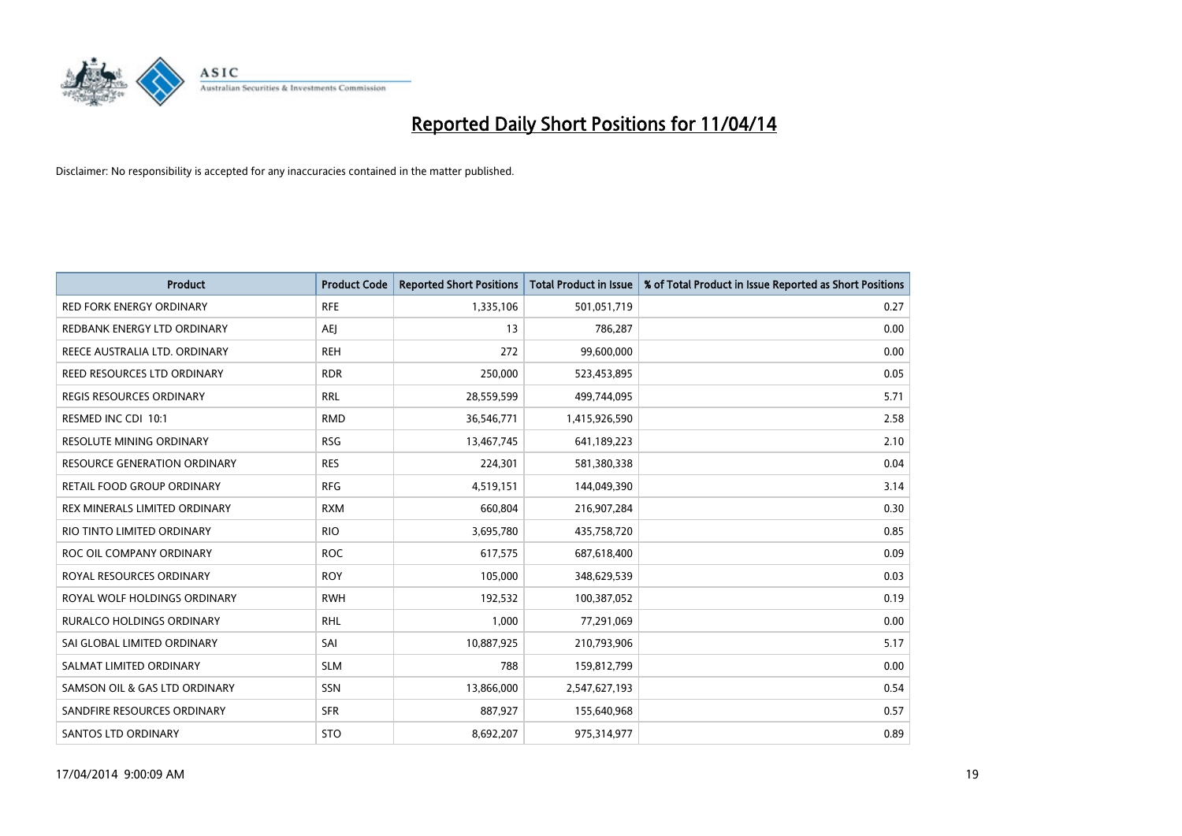# Reported Daily Short Positions for 11/04/14

Disclaimer: No responsibility is accepted for any inaccuracies contained in the matter published.

| Product | Product Code | Reported Short Positions | Total Product in Issue | % of Total Product in Issue Reported as Short Positions |
|---|---|---|---|---|
| RED FORK ENERGY ORDINARY | RFE | 1,335,106 | 501,051,719 | 0.27 |
| REDBANK ENERGY LTD ORDINARY | AEJ | 13 | 786,287 | 0.00 |
| REECE AUSTRALIA LTD. ORDINARY | REH | 272 | 99,600,000 | 0.00 |
| REED RESOURCES LTD ORDINARY | RDR | 250,000 | 523,453,895 | 0.05 |
| REGIS RESOURCES ORDINARY | RRL | 28,559,599 | 499,744,095 | 5.71 |
| RESMED INC CDI 10:1 | RMD | 36,546,771 | 1,415,926,590 | 2.58 |
| RESOLUTE MINING ORDINARY | RSG | 13,467,745 | 641,189,223 | 2.10 |
| RESOURCE GENERATION ORDINARY | RES | 224,301 | 581,380,338 | 0.04 |
| RETAIL FOOD GROUP ORDINARY | RFG | 4,519,151 | 144,049,390 | 3.14 |
| REX MINERALS LIMITED ORDINARY | RXM | 660,804 | 216,907,284 | 0.30 |
| RIO TINTO LIMITED ORDINARY | RIO | 3,695,780 | 435,758,720 | 0.85 |
| ROC OIL COMPANY ORDINARY | ROC | 617,575 | 687,618,400 | 0.09 |
| ROYAL RESOURCES ORDINARY | ROY | 105,000 | 348,629,539 | 0.03 |
| ROYAL WOLF HOLDINGS ORDINARY | RWH | 192,532 | 100,387,052 | 0.19 |
| RURALCO HOLDINGS ORDINARY | RHL | 1,000 | 77,291,069 | 0.00 |
| SAI GLOBAL LIMITED ORDINARY | SAI | 10,887,925 | 210,793,906 | 5.17 |
| SALMAT LIMITED ORDINARY | SLM | 788 | 159,812,799 | 0.00 |
| SAMSON OIL & GAS LTD ORDINARY | SSN | 13,866,000 | 2,547,627,193 | 0.54 |
| SANDFIRE RESOURCES ORDINARY | SFR | 887,927 | 155,640,968 | 0.57 |
| SANTOS LTD ORDINARY | STO | 8,692,207 | 975,314,977 | 0.89 |

17/04/2014 9:00:09 AM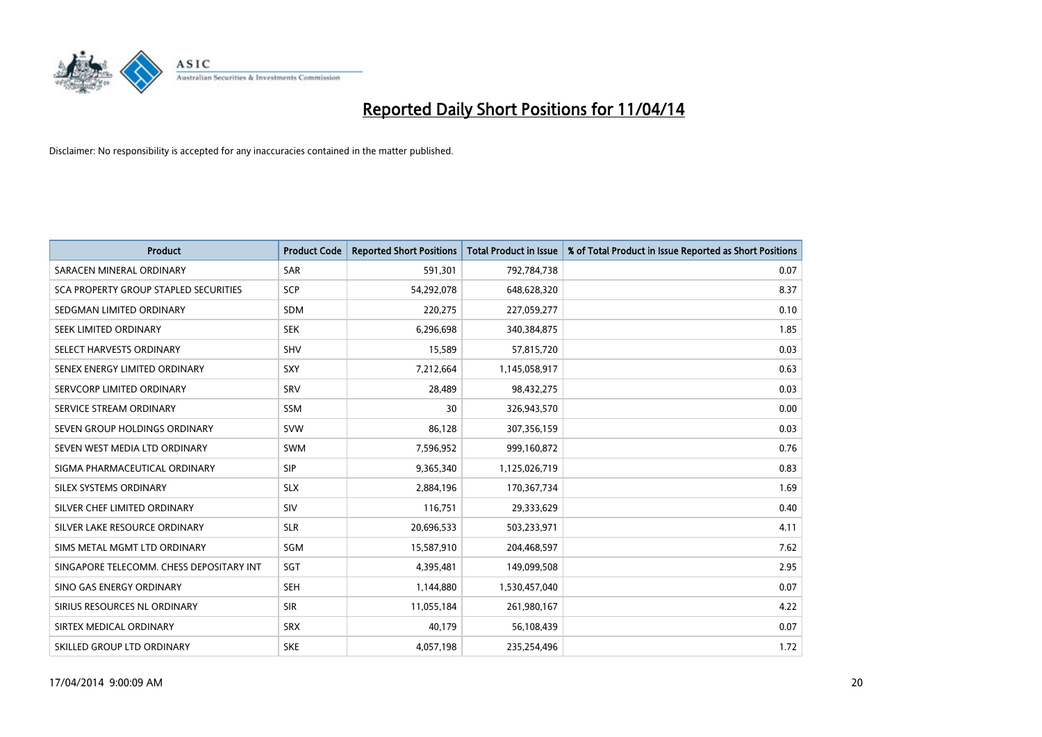# Reported Daily Short Positions for 11/04/14

Disclaimer: No responsibility is accepted for any inaccuracies contained in the matter published.

| Product | Product Code | Reported Short Positions | Total Product in Issue | % of Total Product in Issue Reported as Short Positions |
|---|---|---|---|---|
| SARACEN MINERAL ORDINARY | SAR | 591,301 | 792,784,738 | 0.07 |
| SCA PROPERTY GROUP STAPLED SECURITIES | SCP | 54,292,078 | 648,628,320 | 8.37 |
| SEDGMAN LIMITED ORDINARY | SDM | 220,275 | 227,059,277 | 0.10 |
| SEEK LIMITED ORDINARY | SEK | 6,296,698 | 340,384,875 | 1.85 |
| SELECT HARVESTS ORDINARY | SHV | 15,589 | 57,815,720 | 0.03 |
| SENEX ENERGY LIMITED ORDINARY | SXY | 7,212,664 | 1,145,058,917 | 0.63 |
| SERVCORP LIMITED ORDINARY | SRV | 28,489 | 98,432,275 | 0.03 |
| SERVICE STREAM ORDINARY | SSM | 30 | 326,943,570 | 0.00 |
| SEVEN GROUP HOLDINGS ORDINARY | SVW | 86,128 | 307,356,159 | 0.03 |
| SEVEN WEST MEDIA LTD ORDINARY | SWM | 7,596,952 | 999,160,872 | 0.76 |
| SIGMA PHARMACEUTICAL ORDINARY | SIP | 9,365,340 | 1,125,026,719 | 0.83 |
| SILEX SYSTEMS ORDINARY | SLX | 2,884,196 | 170,367,734 | 1.69 |
| SILVER CHEF LIMITED ORDINARY | SIV | 116,751 | 29,333,629 | 0.40 |
| SILVER LAKE RESOURCE ORDINARY | SLR | 20,696,533 | 503,233,971 | 4.11 |
| SIMS METAL MGMT LTD ORDINARY | SGM | 15,587,910 | 204,468,597 | 7.62 |
| SINGAPORE TELECOMM. CHESS DEPOSITARY INT | SGT | 4,395,481 | 149,099,508 | 2.95 |
| SINO GAS ENERGY ORDINARY | SEH | 1,144,880 | 1,530,457,040 | 0.07 |
| SIRIUS RESOURCES NL ORDINARY | SIR | 11,055,184 | 261,980,167 | 4.22 |
| SIRTEX MEDICAL ORDINARY | SRX | 40,179 | 56,108,439 | 0.07 |
| SKILLED GROUP LTD ORDINARY | SKE | 4,057,198 | 235,254,496 | 1.72 |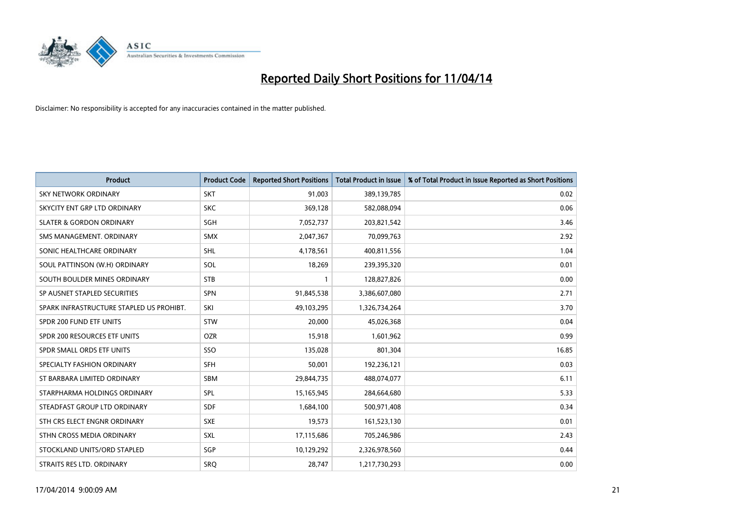# Reported Daily Short Positions for 11/04/14

Disclaimer: No responsibility is accepted for any inaccuracies contained in the matter published.

| Product | Product Code | Reported Short Positions | Total Product in Issue | % of Total Product in Issue Reported as Short Positions |
|---|---|---|---|---|
| SKY NETWORK ORDINARY | SKT | 91,003 | 389,139,785 | 0.02 |
| SKYCITY ENT GRP LTD ORDINARY | SKC | 369,128 | 582,088,094 | 0.06 |
| SLATER & GORDON ORDINARY | SGH | 7,052,737 | 203,821,542 | 3.46 |
| SMS MANAGEMENT. ORDINARY | SMX | 2,047,367 | 70,099,763 | 2.92 |
| SONIC HEALTHCARE ORDINARY | SHL | 4,178,561 | 400,811,556 | 1.04 |
| SOUL PATTINSON (W.H) ORDINARY | SOL | 18,269 | 239,395,320 | 0.01 |
| SOUTH BOULDER MINES ORDINARY | STB | 1 | 128,827,826 | 0.00 |
| SP AUSNET STAPLED SECURITIES | SPN | 91,845,538 | 3,386,607,080 | 2.71 |
| SPARK INFRASTRUCTURE STAPLED US PROHIBT. | SKI | 49,103,295 | 1,326,734,264 | 3.70 |
| SPDR 200 FUND ETF UNITS | STW | 20,000 | 45,026,368 | 0.04 |
| SPDR 200 RESOURCES ETF UNITS | OZR | 15,918 | 1,601,962 | 0.99 |
| SPDR SMALL ORDS ETF UNITS | SSO | 135,028 | 801,304 | 16.85 |
| SPECIALTY FASHION ORDINARY | SFH | 50,001 | 192,236,121 | 0.03 |
| ST BARBARA LIMITED ORDINARY | SBM | 29,844,735 | 488,074,077 | 6.11 |
| STARPHARMA HOLDINGS ORDINARY | SPL | 15,165,945 | 284,664,680 | 5.33 |
| STEADFAST GROUP LTD ORDINARY | SDF | 1,684,100 | 500,971,408 | 0.34 |
| STH CRS ELECT ENGNR ORDINARY | SXE | 19,573 | 161,523,130 | 0.01 |
| STHN CROSS MEDIA ORDINARY | SXL | 17,115,686 | 705,246,986 | 2.43 |
| STOCKLAND UNITS/ORD STAPLED | SGP | 10,129,292 | 2,326,978,560 | 0.44 |
| STRAITS RES LTD. ORDINARY | SRQ | 28,747 | 1,217,730,293 | 0.00 |

17/04/2014 9:00:09 AM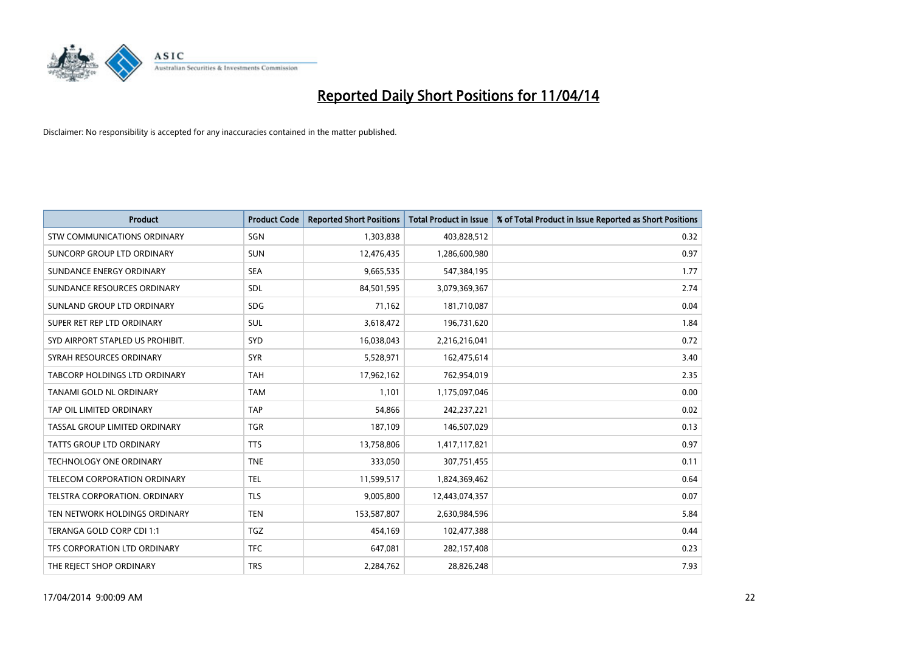# Reported Daily Short Positions for 11/04/14

Disclaimer: No responsibility is accepted for any inaccuracies contained in the matter published.

| Product | Product Code | Reported Short Positions | Total Product in Issue | % of Total Product in Issue Reported as Short Positions |
|---|---|---|---|---|
| STW COMMUNICATIONS ORDINARY | SGN | 1,303,838 | 403,828,512 | 0.32 |
| SUNCORP GROUP LTD ORDINARY | SUN | 12,476,435 | 1,286,600,980 | 0.97 |
| SUNDANCE ENERGY ORDINARY | SEA | 9,665,535 | 547,384,195 | 1.77 |
| SUNDANCE RESOURCES ORDINARY | SDL | 84,501,595 | 3,079,369,367 | 2.74 |
| SUNLAND GROUP LTD ORDINARY | SDG | 71,162 | 181,710,087 | 0.04 |
| SUPER RET REP LTD ORDINARY | SUL | 3,618,472 | 196,731,620 | 1.84 |
| SYD AIRPORT STAPLED US PROHIBIT. | SYD | 16,038,043 | 2,216,216,041 | 0.72 |
| SYRAH RESOURCES ORDINARY | SYR | 5,528,971 | 162,475,614 | 3.40 |
| TABCORP HOLDINGS LTD ORDINARY | TAH | 17,962,162 | 762,954,019 | 2.35 |
| TANAMI GOLD NL ORDINARY | TAM | 1,101 | 1,175,097,046 | 0.00 |
| TAP OIL LIMITED ORDINARY | TAP | 54,866 | 242,237,221 | 0.02 |
| TASSAL GROUP LIMITED ORDINARY | TGR | 187,109 | 146,507,029 | 0.13 |
| TATTS GROUP LTD ORDINARY | TTS | 13,758,806 | 1,417,117,821 | 0.97 |
| TECHNOLOGY ONE ORDINARY | TNE | 333,050 | 307,751,455 | 0.11 |
| TELECOM CORPORATION ORDINARY | TEL | 11,599,517 | 1,824,369,462 | 0.64 |
| TELSTRA CORPORATION. ORDINARY | TLS | 9,005,800 | 12,443,074,357 | 0.07 |
| TEN NETWORK HOLDINGS ORDINARY | TEN | 153,587,807 | 2,630,984,596 | 5.84 |
| TERANGA GOLD CORP CDI 1:1 | TGZ | 454,169 | 102,477,388 | 0.44 |
| TFS CORPORATION LTD ORDINARY | TFC | 647,081 | 282,157,408 | 0.23 |
| THE REJECT SHOP ORDINARY | TRS | 2,284,762 | 28,826,248 | 7.93 |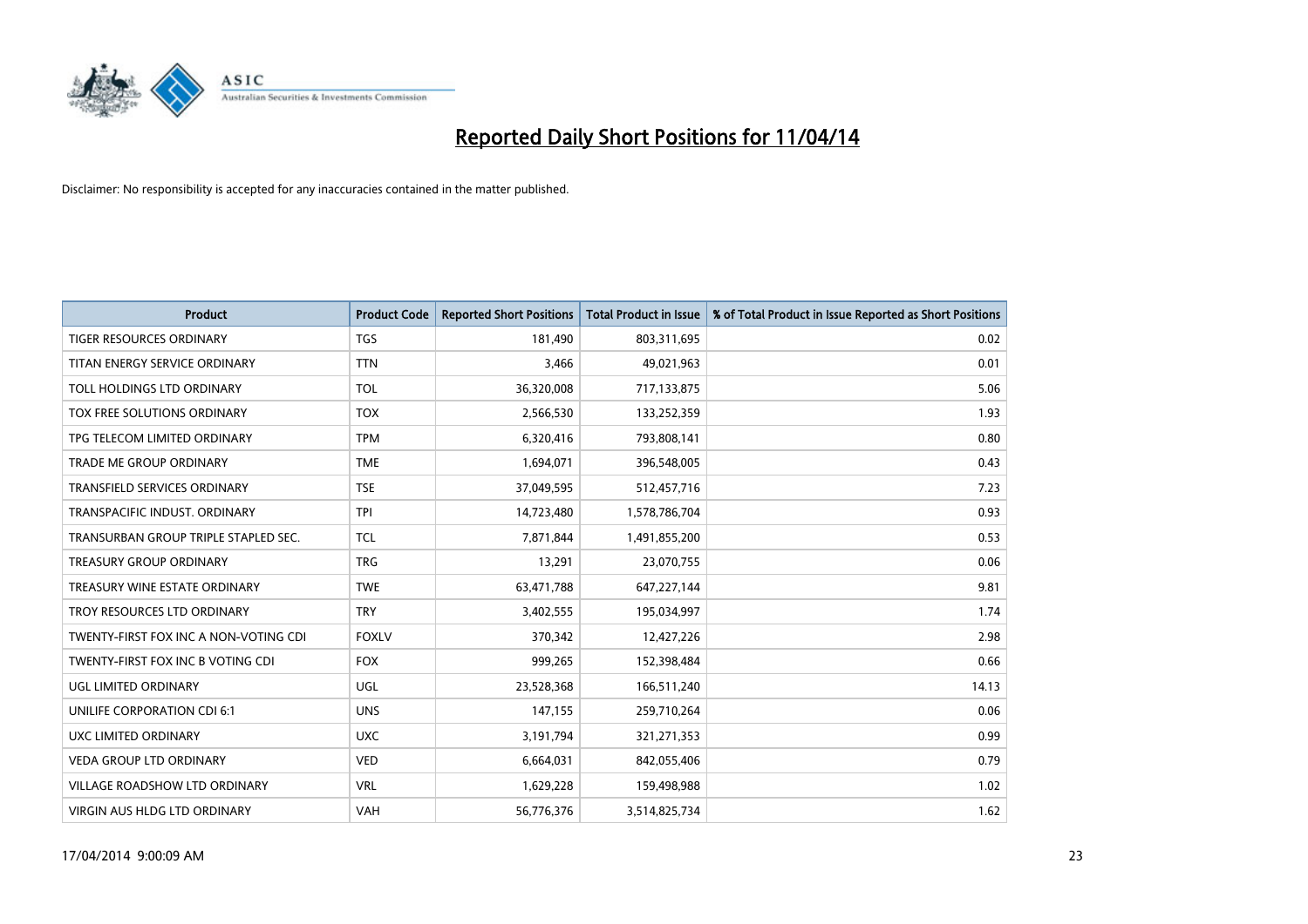# Reported Daily Short Positions for 11/04/14

Disclaimer: No responsibility is accepted for any inaccuracies contained in the matter published.

| Product | Product Code | Reported Short Positions | Total Product in Issue | % of Total Product in Issue Reported as Short Positions |
|---|---|---|---|---|
| TIGER RESOURCES ORDINARY | TGS | 181,490 | 803,311,695 | 0.02 |
| TITAN ENERGY SERVICE ORDINARY | TTN | 3,466 | 49,021,963 | 0.01 |
| TOLL HOLDINGS LTD ORDINARY | TOL | 36,320,008 | 717,133,875 | 5.06 |
| TOX FREE SOLUTIONS ORDINARY | TOX | 2,566,530 | 133,252,359 | 1.93 |
| TPG TELECOM LIMITED ORDINARY | TPM | 6,320,416 | 793,808,141 | 0.80 |
| TRADE ME GROUP ORDINARY | TME | 1,694,071 | 396,548,005 | 0.43 |
| TRANSFIELD SERVICES ORDINARY | TSE | 37,049,595 | 512,457,716 | 7.23 |
| TRANSPACIFIC INDUST. ORDINARY | TPI | 14,723,480 | 1,578,786,704 | 0.93 |
| TRANSURBAN GROUP TRIPLE STAPLED SEC. | TCL | 7,871,844 | 1,491,855,200 | 0.53 |
| TREASURY GROUP ORDINARY | TRG | 13,291 | 23,070,755 | 0.06 |
| TREASURY WINE ESTATE ORDINARY | TWE | 63,471,788 | 647,227,144 | 9.81 |
| TROY RESOURCES LTD ORDINARY | TRY | 3,402,555 | 195,034,997 | 1.74 |
| TWENTY-FIRST FOX INC A NON-VOTING CDI | FOXLV | 370,342 | 12,427,226 | 2.98 |
| TWENTY-FIRST FOX INC B VOTING CDI | FOX | 999,265 | 152,398,484 | 0.66 |
| UGL LIMITED ORDINARY | UGL | 23,528,368 | 166,511,240 | 14.13 |
| UNILIFE CORPORATION CDI 6:1 | UNS | 147,155 | 259,710,264 | 0.06 |
| UXC LIMITED ORDINARY | UXC | 3,191,794 | 321,271,353 | 0.99 |
| VEDA GROUP LTD ORDINARY | VED | 6,664,031 | 842,055,406 | 0.79 |
| VILLAGE ROADSHOW LTD ORDINARY | VRL | 1,629,228 | 159,498,988 | 1.02 |
| VIRGIN AUS HLDG LTD ORDINARY | VAH | 56,776,376 | 3,514,825,734 | 1.62 |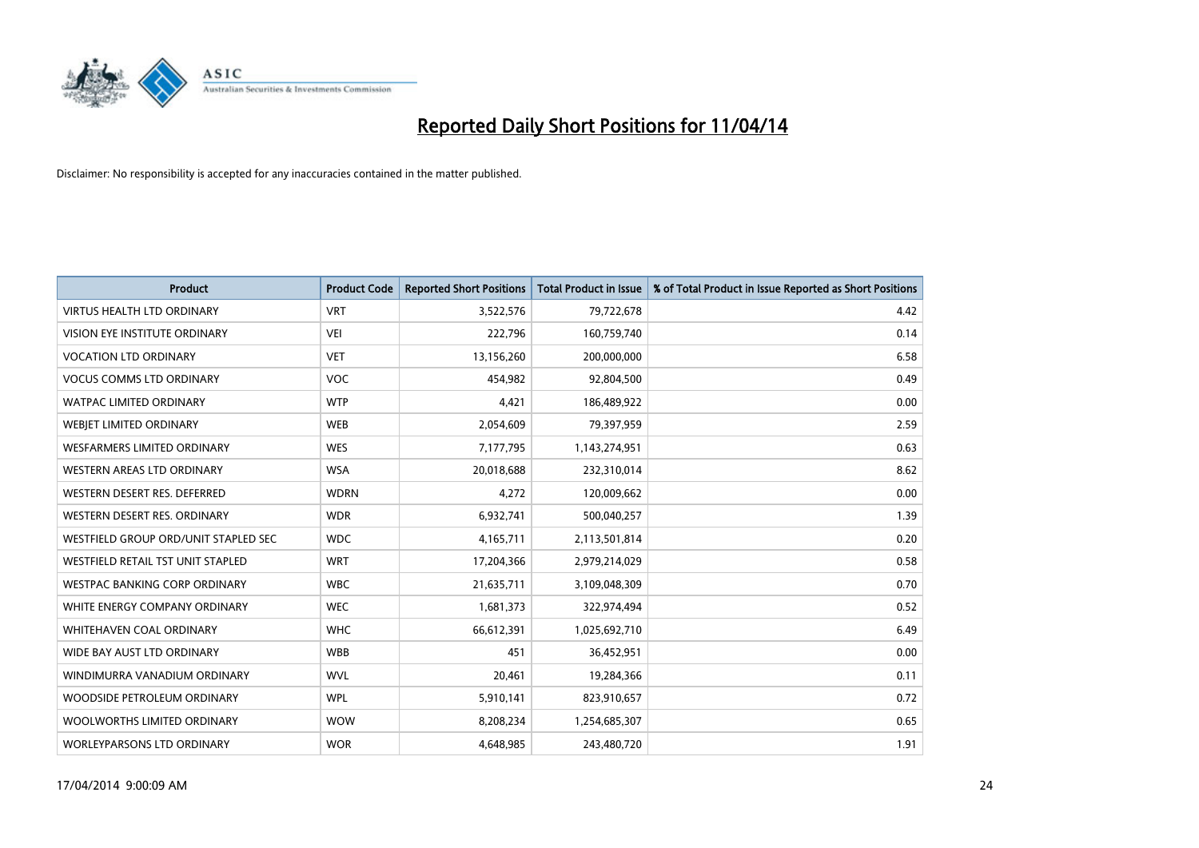# Reported Daily Short Positions for 11/04/14

Disclaimer: No responsibility is accepted for any inaccuracies contained in the matter published.

| Product | Product Code | Reported Short Positions | Total Product in Issue | % of Total Product in Issue Reported as Short Positions |
|---|---|---|---|---|
| VIRTUS HEALTH LTD ORDINARY | VRT | 3,522,576 | 79,722,678 | 4.42 |
| VISION EYE INSTITUTE ORDINARY | VEI | 222,796 | 160,759,740 | 0.14 |
| VOCATION LTD ORDINARY | VET | 13,156,260 | 200,000,000 | 6.58 |
| VOCUS COMMS LTD ORDINARY | VOC | 454,982 | 92,804,500 | 0.49 |
| WATPAC LIMITED ORDINARY | WTP | 4,421 | 186,489,922 | 0.00 |
| WEBJET LIMITED ORDINARY | WEB | 2,054,609 | 79,397,959 | 2.59 |
| WESFARMERS LIMITED ORDINARY | WES | 7,177,795 | 1,143,274,951 | 0.63 |
| WESTERN AREAS LTD ORDINARY | WSA | 20,018,688 | 232,310,014 | 8.62 |
| WESTERN DESERT RES. DEFERRED | WDRN | 4,272 | 120,009,662 | 0.00 |
| WESTERN DESERT RES. ORDINARY | WDR | 6,932,741 | 500,040,257 | 1.39 |
| WESTFIELD GROUP ORD/UNIT STAPLED SEC | WDC | 4,165,711 | 2,113,501,814 | 0.20 |
| WESTFIELD RETAIL TST UNIT STAPLED | WRT | 17,204,366 | 2,979,214,029 | 0.58 |
| WESTPAC BANKING CORP ORDINARY | WBC | 21,635,711 | 3,109,048,309 | 0.70 |
| WHITE ENERGY COMPANY ORDINARY | WEC | 1,681,373 | 322,974,494 | 0.52 |
| WHITEHAVEN COAL ORDINARY | WHC | 66,612,391 | 1,025,692,710 | 6.49 |
| WIDE BAY AUST LTD ORDINARY | WBB | 451 | 36,452,951 | 0.00 |
| WINDIMURRA VANADIUM ORDINARY | WVL | 20,461 | 19,284,366 | 0.11 |
| WOODSIDE PETROLEUM ORDINARY | WPL | 5,910,141 | 823,910,657 | 0.72 |
| WOOLWORTHS LIMITED ORDINARY | WOW | 8,208,234 | 1,254,685,307 | 0.65 |
| WORLEYPARSONS LTD ORDINARY | WOR | 4,648,985 | 243,480,720 | 1.91 |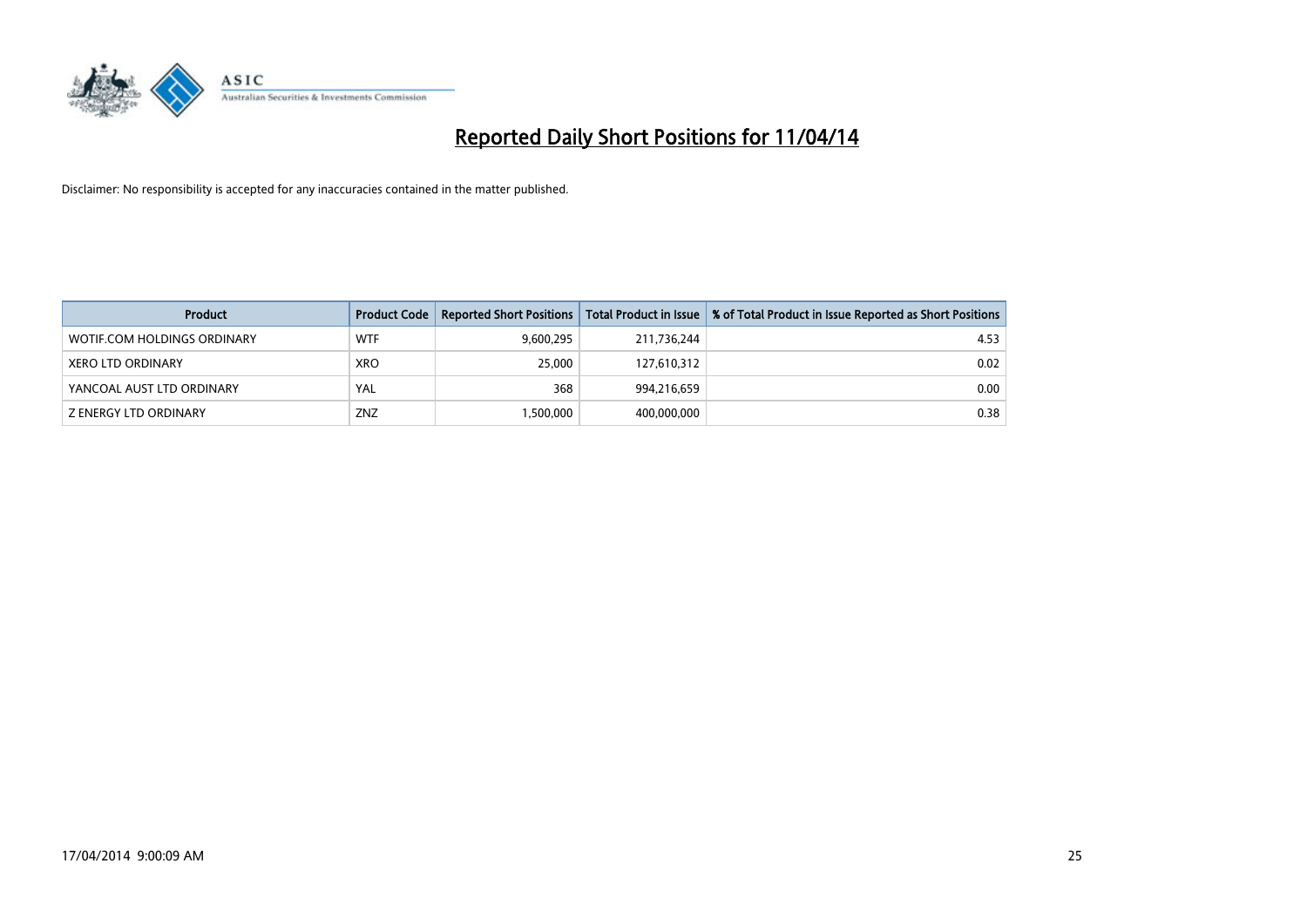# Reported Daily Short Positions for 11/04/14

Disclaimer: No responsibility is accepted for any inaccuracies contained in the matter published.

| Product | Product Code | Reported Short Positions | Total Product in Issue | % of Total Product in Issue Reported as Short Positions |
|---|---|---|---|---|
| WOTIF.COM HOLDINGS ORDINARY | WTF | 9,600,295 | 211,736,244 | 4.53 |
| XERO LTD ORDINARY | XRO | 25,000 | 127,610,312 | 0.02 |
| YANCOAL AUST LTD ORDINARY | YAL | 368 | 994,216,659 | 0.00 |
| Z ENERGY LTD ORDINARY | ZNZ | 1,500,000 | 400,000,000 | 0.38 |

17/04/2014 9:00:09 AM